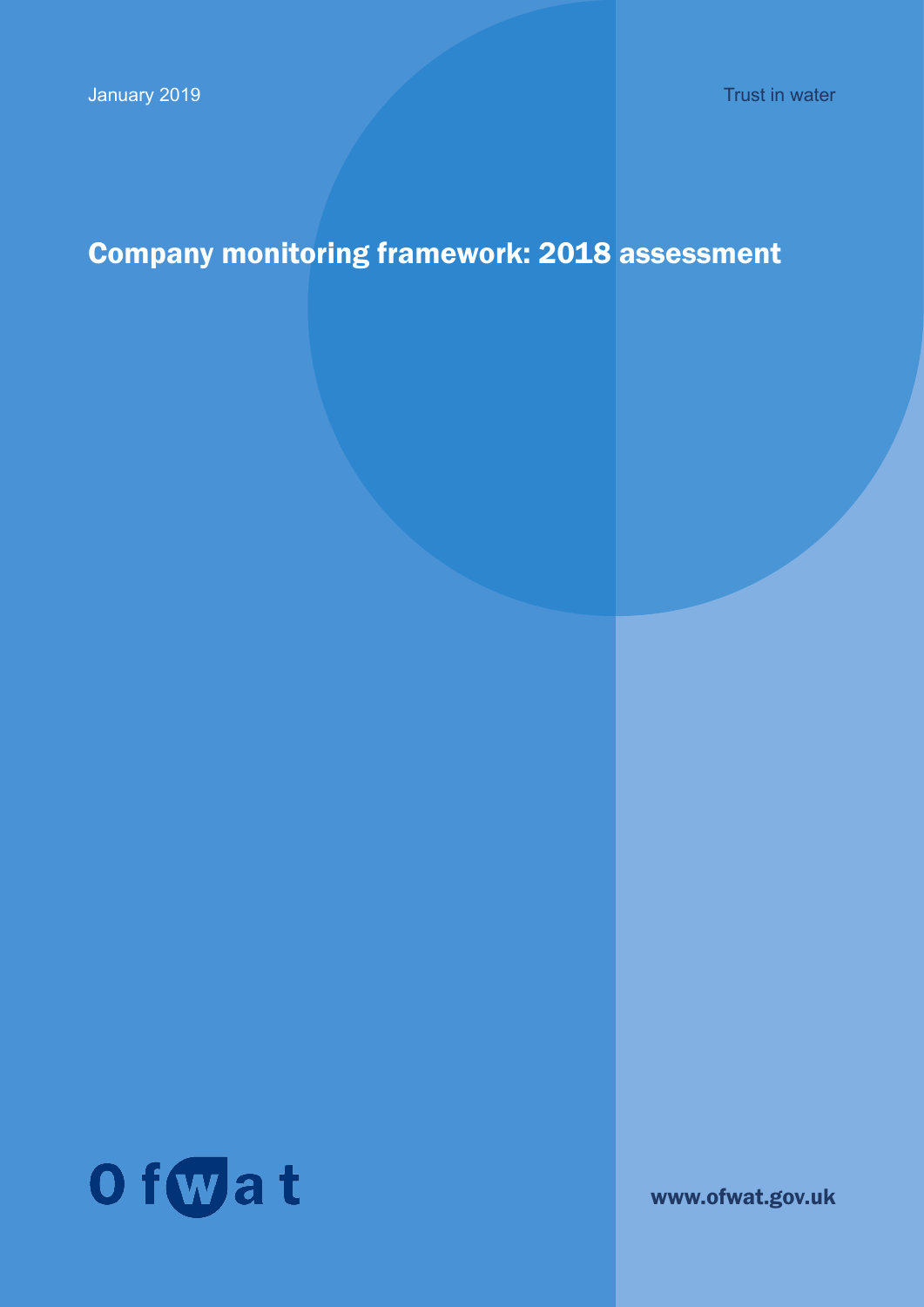January 2019

Trust in water

# Company monitoring framework: 2018 assessment

Ofwat

www.ofwat.gov.uk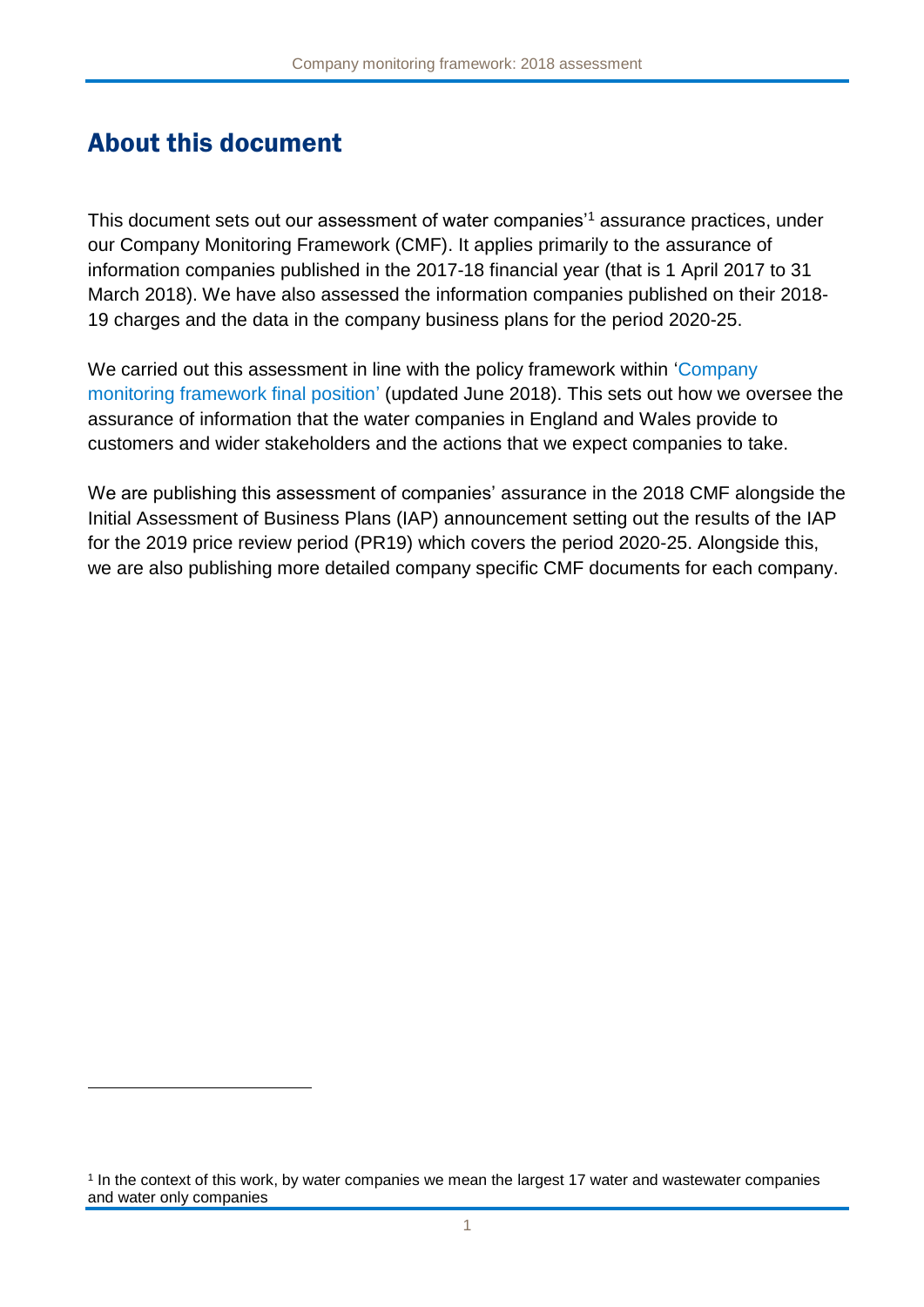# About this document

This document sets out our assessment of water companies'[1] assurance practices, under our Company Monitoring Framework (CMF). It applies primarily to the assurance of information companies published in the 2017-18 financial year (that is 1 April 2017 to 31 March 2018). We have also assessed the information companies published on their 2018-19 charges and the data in the company business plans for the period 2020-25.

We carried out this assessment in line with the policy framework within 'Company monitoring framework final position' (updated June 2018). This sets out how we oversee the assurance of information that the water companies in England and Wales provide to customers and wider stakeholders and the actions that we expect companies to take.

We are publishing this assessment of companies' assurance in the 2018 CMF alongside the Initial Assessment of Business Plans (IAP) announcement setting out the results of the IAP for the 2019 price review period (PR19) which covers the period 2020-25. Alongside this, we are also publishing more detailed company specific CMF documents for each company.

[1] In the context of this work, by water companies we mean the largest 17 water and wastewater companies and water only companies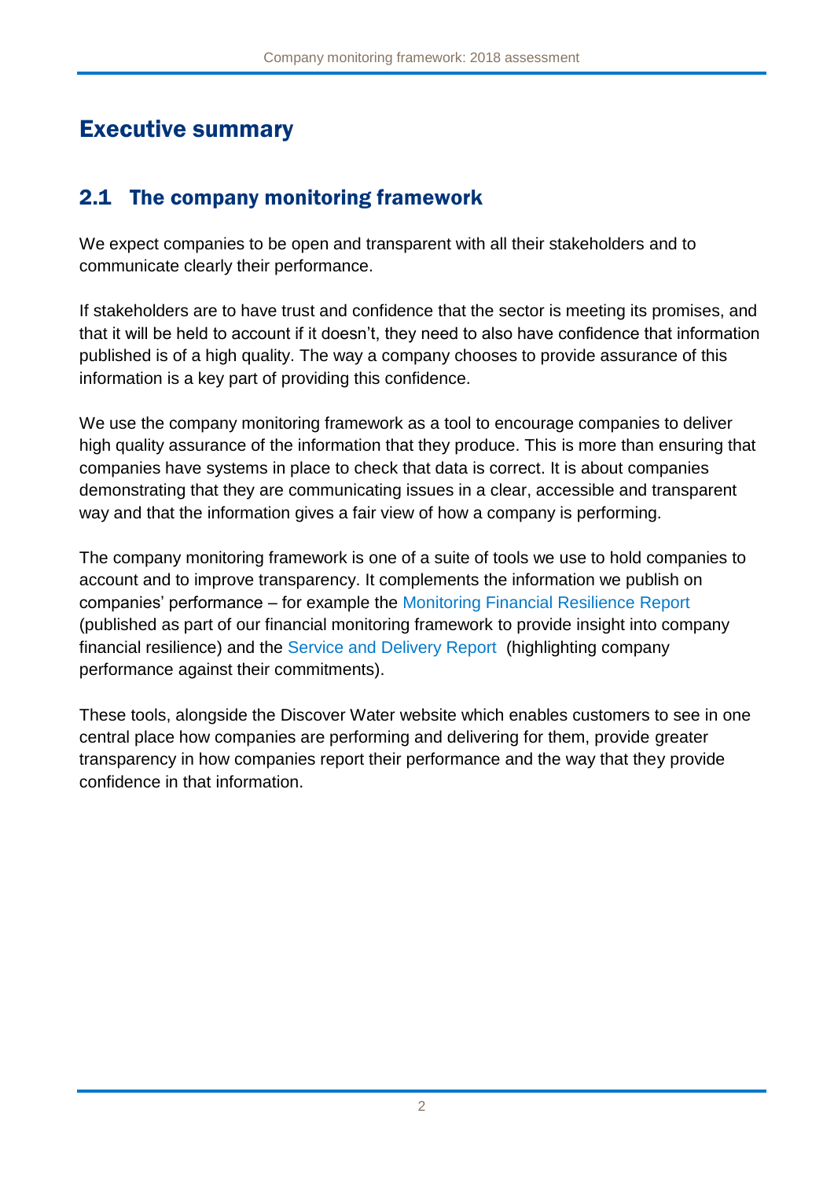# Executive summary

## 2.1 The company monitoring framework

We expect companies to be open and transparent with all their stakeholders and to communicate clearly their performance.

If stakeholders are to have trust and confidence that the sector is meeting its promises, and that it will be held to account if it doesn't, they need to also have confidence that information published is of a high quality. The way a company chooses to provide assurance of this information is a key part of providing this confidence.

We use the company monitoring framework as a tool to encourage companies to deliver high quality assurance of the information that they produce. This is more than ensuring that companies have systems in place to check that data is correct. It is about companies demonstrating that they are communicating issues in a clear, accessible and transparent way and that the information gives a fair view of how a company is performing.

The company monitoring framework is one of a suite of tools we use to hold companies to account and to improve transparency. It complements the information we publish on companies' performance – for example the Monitoring Financial Resilience Report (published as part of our financial monitoring framework to provide insight into company financial resilience) and the Service and Delivery Report (highlighting company performance against their commitments).

These tools, alongside the Discover Water website which enables customers to see in one central place how companies are performing and delivering for them, provide greater transparency in how companies report their performance and the way that they provide confidence in that information.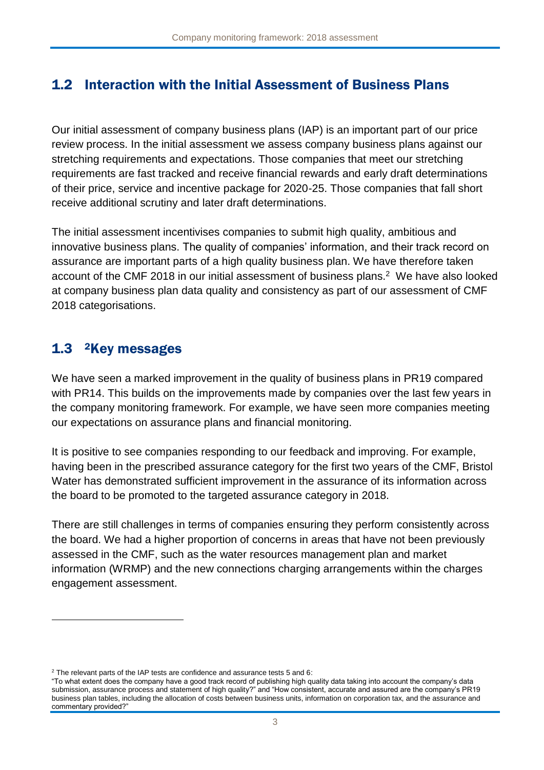## 1.2 Interaction with the Initial Assessment of Business Plans

Our initial assessment of company business plans (IAP) is an important part of our price review process. In the initial assessment we assess company business plans against our stretching requirements and expectations. Those companies that meet our stretching requirements are fast tracked and receive financial rewards and early draft determinations of their price, service and incentive package for 2020-25. Those companies that fall short receive additional scrutiny and later draft determinations.

The initial assessment incentivises companies to submit high quality, ambitious and innovative business plans. The quality of companies' information, and their track record on assurance are important parts of a high quality business plan. We have therefore taken account of the CMF 2018 in our initial assessment of business plans.[2] We have also looked at company business plan data quality and consistency as part of our assessment of CMF 2018 categorisations.

## 1.3 [2]Key messages

We have seen a marked improvement in the quality of business plans in PR19 compared with PR14. This builds on the improvements made by companies over the last few years in the company monitoring framework. For example, we have seen more companies meeting our expectations on assurance plans and financial monitoring.

It is positive to see companies responding to our feedback and improving. For example, having been in the prescribed assurance category for the first two years of the CMF, Bristol Water has demonstrated sufficient improvement in the assurance of its information across the board to be promoted to the targeted assurance category in 2018.

There are still challenges in terms of companies ensuring they perform consistently across the board. We had a higher proportion of concerns in areas that have not been previously assessed in the CMF, such as the water resources management plan and market information (WRMP) and the new connections charging arrangements within the charges engagement assessment.

---

[2] The relevant parts of the IAP tests are confidence and assurance tests 5 and 6:
"To what extent does the company have a good track record of publishing high quality data taking into account the company's data submission, assurance process and statement of high quality?" and "How consistent, accurate and assured are the company's PR19 business plan tables, including the allocation of costs between business units, information on corporation tax, and the assurance and commentary provided?"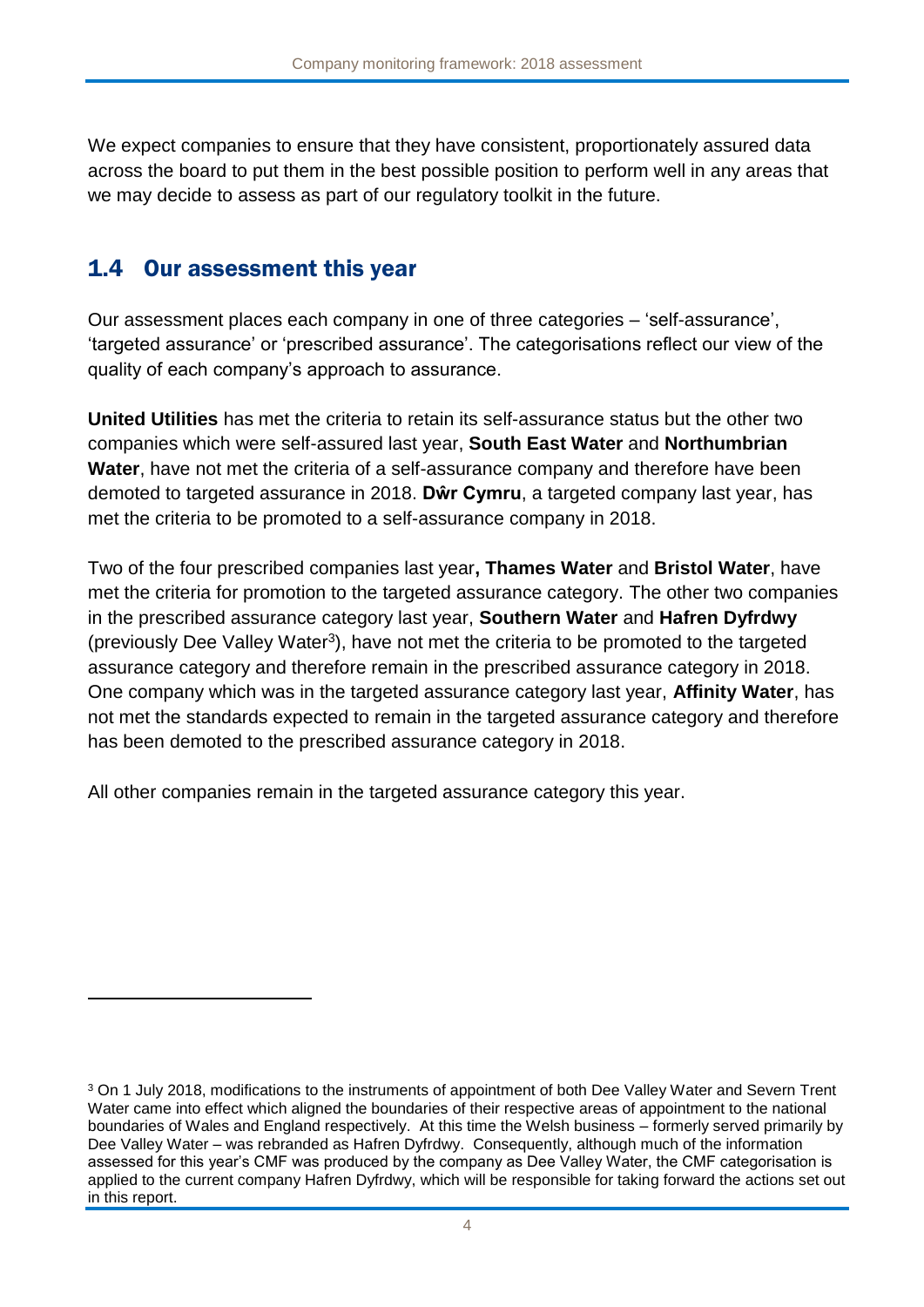We expect companies to ensure that they have consistent, proportionately assured data across the board to put them in the best possible position to perform well in any areas that we may decide to assess as part of our regulatory toolkit in the future.

## 1.4 Our assessment this year

Our assessment places each company in one of three categories – 'self-assurance', 'targeted assurance' or 'prescribed assurance'. The categorisations reflect our view of the quality of each company's approach to assurance.

**United Utilities** has met the criteria to retain its self-assurance status but the other two companies which were self-assured last year, **South East Water** and **Northumbrian Water**, have not met the criteria of a self-assurance company and therefore have been demoted to targeted assurance in 2018. **Dŵr Cymru**, a targeted company last year, has met the criteria to be promoted to a self-assurance company in 2018.

Two of the four prescribed companies last year**, Thames Water** and **Bristol Water**, have met the criteria for promotion to the targeted assurance category. The other two companies in the prescribed assurance category last year, **Southern Water** and **Hafren Dyfrdwy** (previously Dee Valley Water[3]), have not met the criteria to be promoted to the targeted assurance category and therefore remain in the prescribed assurance category in 2018. One company which was in the targeted assurance category last year, **Affinity Water**, has not met the standards expected to remain in the targeted assurance category and therefore has been demoted to the prescribed assurance category in 2018.

All other companies remain in the targeted assurance category this year.

[3] On 1 July 2018, modifications to the instruments of appointment of both Dee Valley Water and Severn Trent Water came into effect which aligned the boundaries of their respective areas of appointment to the national boundaries of Wales and England respectively. At this time the Welsh business – formerly served primarily by Dee Valley Water – was rebranded as Hafren Dyfrdwy. Consequently, although much of the information assessed for this year's CMF was produced by the company as Dee Valley Water, the CMF categorisation is applied to the current company Hafren Dyfrdwy, which will be responsible for taking forward the actions set out in this report.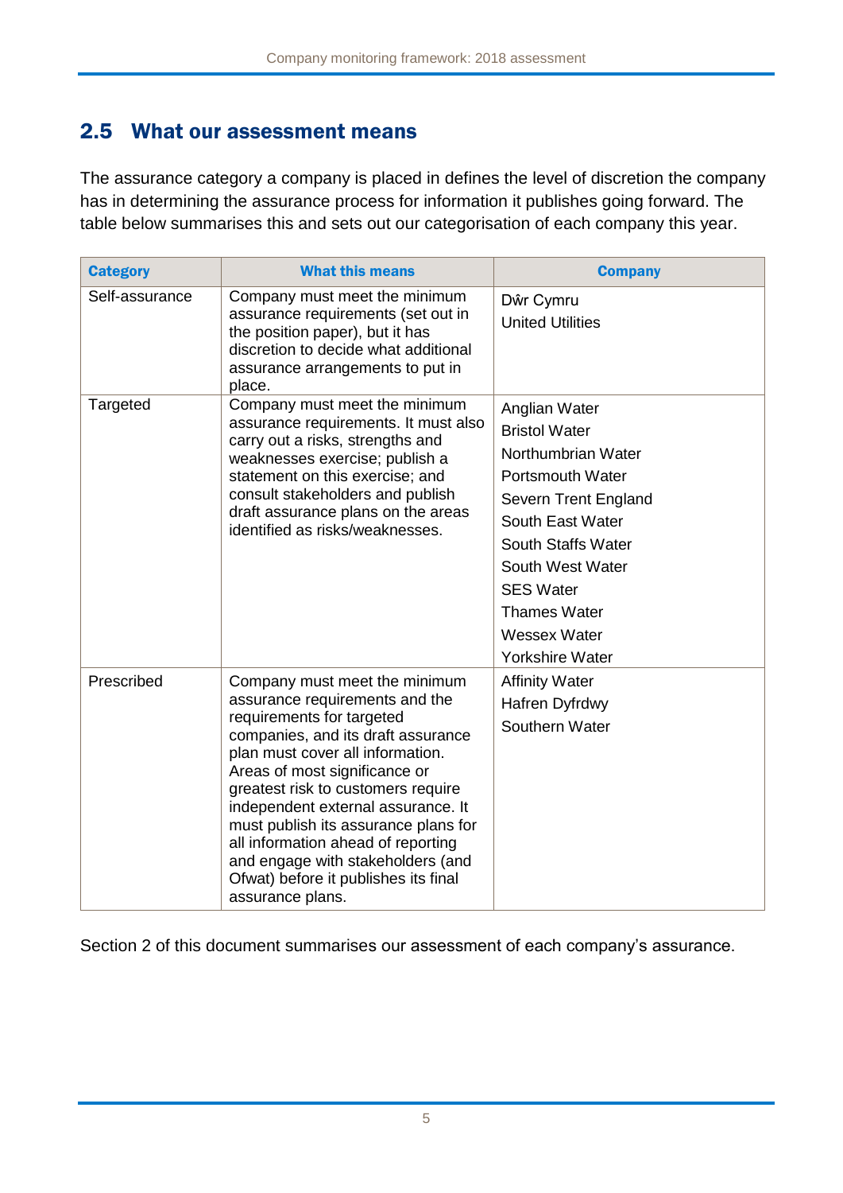## 2.5 What our assessment means

The assurance category a company is placed in defines the level of discretion the company has in determining the assurance process for information it publishes going forward. The table below summarises this and sets out our categorisation of each company this year.

| Category | What this means | Company |
|---|---|---|
| Self-assurance | Company must meet the minimum assurance requirements (set out in the position paper), but it has discretion to decide what additional assurance arrangements to put in place. | Dŵr Cymru<br>United Utilities |
| Targeted | Company must meet the minimum assurance requirements. It must also carry out a risks, strengths and weaknesses exercise; publish a statement on this exercise; and consult stakeholders and publish draft assurance plans on the areas identified as risks/weaknesses. | Anglian Water<br>Bristol Water<br>Northumbrian Water<br>Portsmouth Water<br>Severn Trent England<br>South East Water<br>South Staffs Water<br>South West Water<br>SES Water<br>Thames Water<br>Wessex Water<br>Yorkshire Water |
| Prescribed | Company must meet the minimum assurance requirements and the requirements for targeted companies, and its draft assurance plan must cover all information. Areas of most significance or greatest risk to customers require independent external assurance. It must publish its assurance plans for all information ahead of reporting and engage with stakeholders (and Ofwat) before it publishes its final assurance plans. | Affinity Water<br>Hafren Dyfrdwy<br>Southern Water |

Section 2 of this document summarises our assessment of each company's assurance.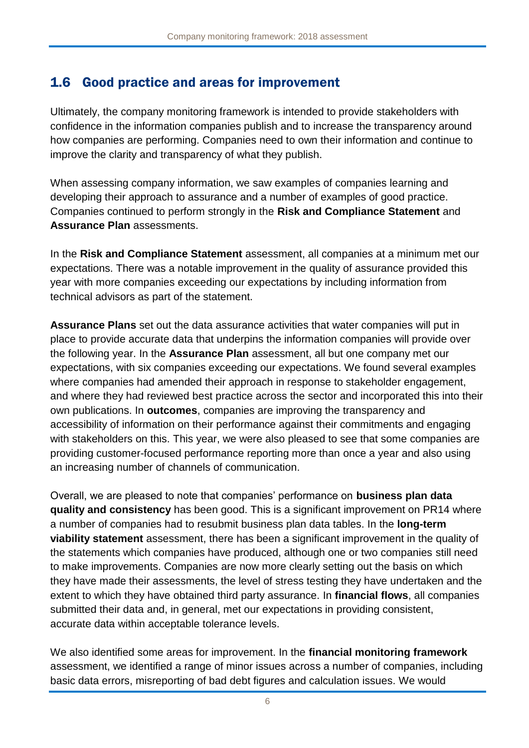## 1.6 Good practice and areas for improvement

Ultimately, the company monitoring framework is intended to provide stakeholders with confidence in the information companies publish and to increase the transparency around how companies are performing. Companies need to own their information and continue to improve the clarity and transparency of what they publish.

When assessing company information, we saw examples of companies learning and developing their approach to assurance and a number of examples of good practice. Companies continued to perform strongly in the **Risk and Compliance Statement** and **Assurance Plan** assessments.

In the **Risk and Compliance Statement** assessment, all companies at a minimum met our expectations. There was a notable improvement in the quality of assurance provided this year with more companies exceeding our expectations by including information from technical advisors as part of the statement.

**Assurance Plans** set out the data assurance activities that water companies will put in place to provide accurate data that underpins the information companies will provide over the following year. In the **Assurance Plan** assessment, all but one company met our expectations, with six companies exceeding our expectations. We found several examples where companies had amended their approach in response to stakeholder engagement, and where they had reviewed best practice across the sector and incorporated this into their own publications. In **outcomes**, companies are improving the transparency and accessibility of information on their performance against their commitments and engaging with stakeholders on this. This year, we were also pleased to see that some companies are providing customer-focused performance reporting more than once a year and also using an increasing number of channels of communication.

Overall, we are pleased to note that companies' performance on **business plan data quality and consistency** has been good. This is a significant improvement on PR14 where a number of companies had to resubmit business plan data tables. In the **long-term viability statement** assessment, there has been a significant improvement in the quality of the statements which companies have produced, although one or two companies still need to make improvements. Companies are now more clearly setting out the basis on which they have made their assessments, the level of stress testing they have undertaken and the extent to which they have obtained third party assurance. In **financial flows**, all companies submitted their data and, in general, met our expectations in providing consistent, accurate data within acceptable tolerance levels.

We also identified some areas for improvement. In the **financial monitoring framework** assessment, we identified a range of minor issues across a number of companies, including basic data errors, misreporting of bad debt figures and calculation issues. We would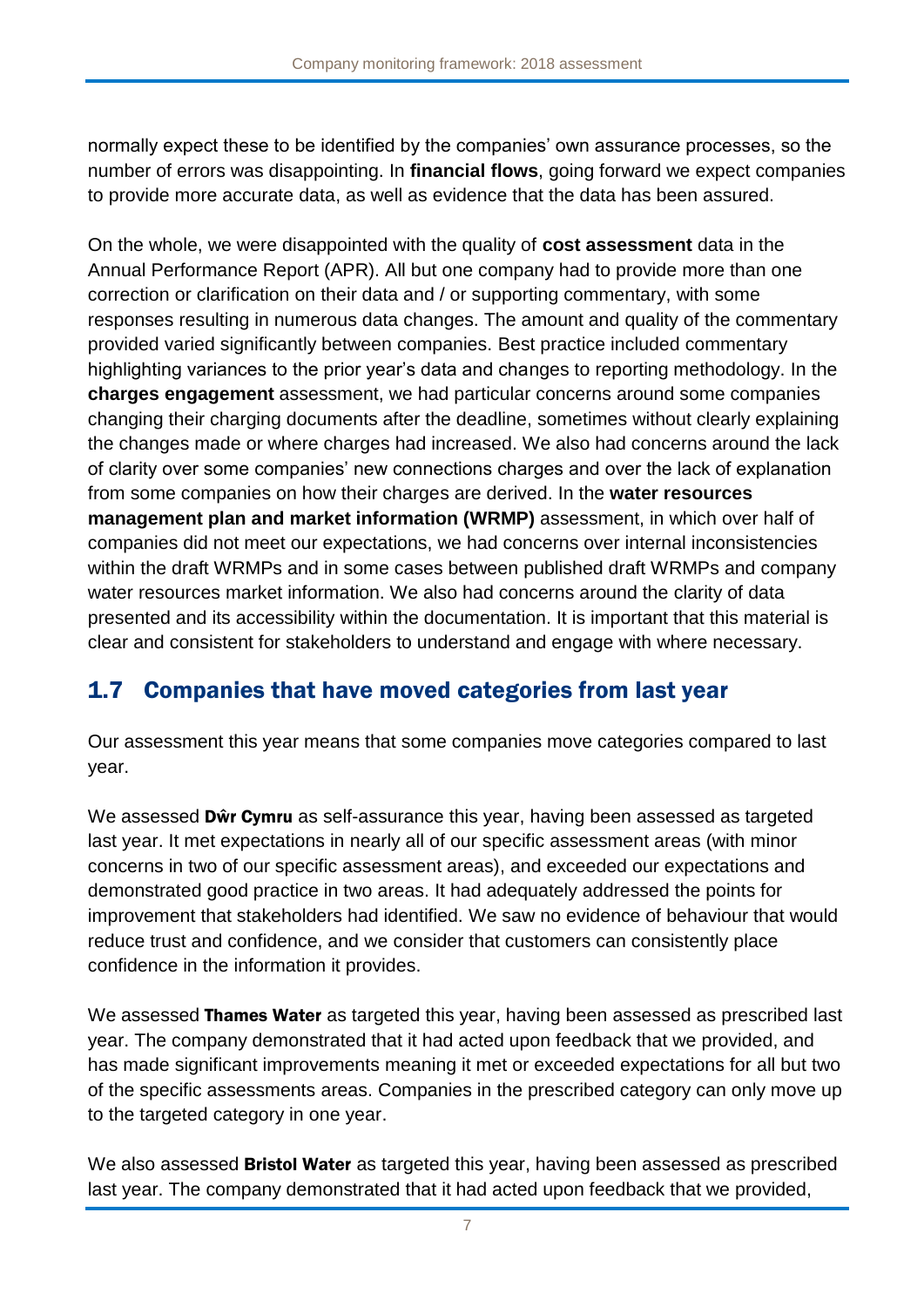normally expect these to be identified by the companies' own assurance processes, so the number of errors was disappointing. In **financial flows**, going forward we expect companies to provide more accurate data, as well as evidence that the data has been assured.

On the whole, we were disappointed with the quality of **cost assessment** data in the Annual Performance Report (APR). All but one company had to provide more than one correction or clarification on their data and / or supporting commentary, with some responses resulting in numerous data changes. The amount and quality of the commentary provided varied significantly between companies. Best practice included commentary highlighting variances to the prior year's data and changes to reporting methodology. In the **charges engagement** assessment, we had particular concerns around some companies changing their charging documents after the deadline, sometimes without clearly explaining the changes made or where charges had increased. We also had concerns around the lack of clarity over some companies' new connections charges and over the lack of explanation from some companies on how their charges are derived. In the **water resources management plan and market information (WRMP)** assessment, in which over half of companies did not meet our expectations, we had concerns over internal inconsistencies within the draft WRMPs and in some cases between published draft WRMPs and company water resources market information. We also had concerns around the clarity of data presented and its accessibility within the documentation. It is important that this material is clear and consistent for stakeholders to understand and engage with where necessary.

## 1.7 Companies that have moved categories from last year

Our assessment this year means that some companies move categories compared to last year.

We assessed **Dŵr Cymru** as self-assurance this year, having been assessed as targeted last year. It met expectations in nearly all of our specific assessment areas (with minor concerns in two of our specific assessment areas), and exceeded our expectations and demonstrated good practice in two areas. It had adequately addressed the points for improvement that stakeholders had identified. We saw no evidence of behaviour that would reduce trust and confidence, and we consider that customers can consistently place confidence in the information it provides.

We assessed **Thames Water** as targeted this year, having been assessed as prescribed last year. The company demonstrated that it had acted upon feedback that we provided, and has made significant improvements meaning it met or exceeded expectations for all but two of the specific assessments areas. Companies in the prescribed category can only move up to the targeted category in one year.

We also assessed **Bristol Water** as targeted this year, having been assessed as prescribed last year. The company demonstrated that it had acted upon feedback that we provided,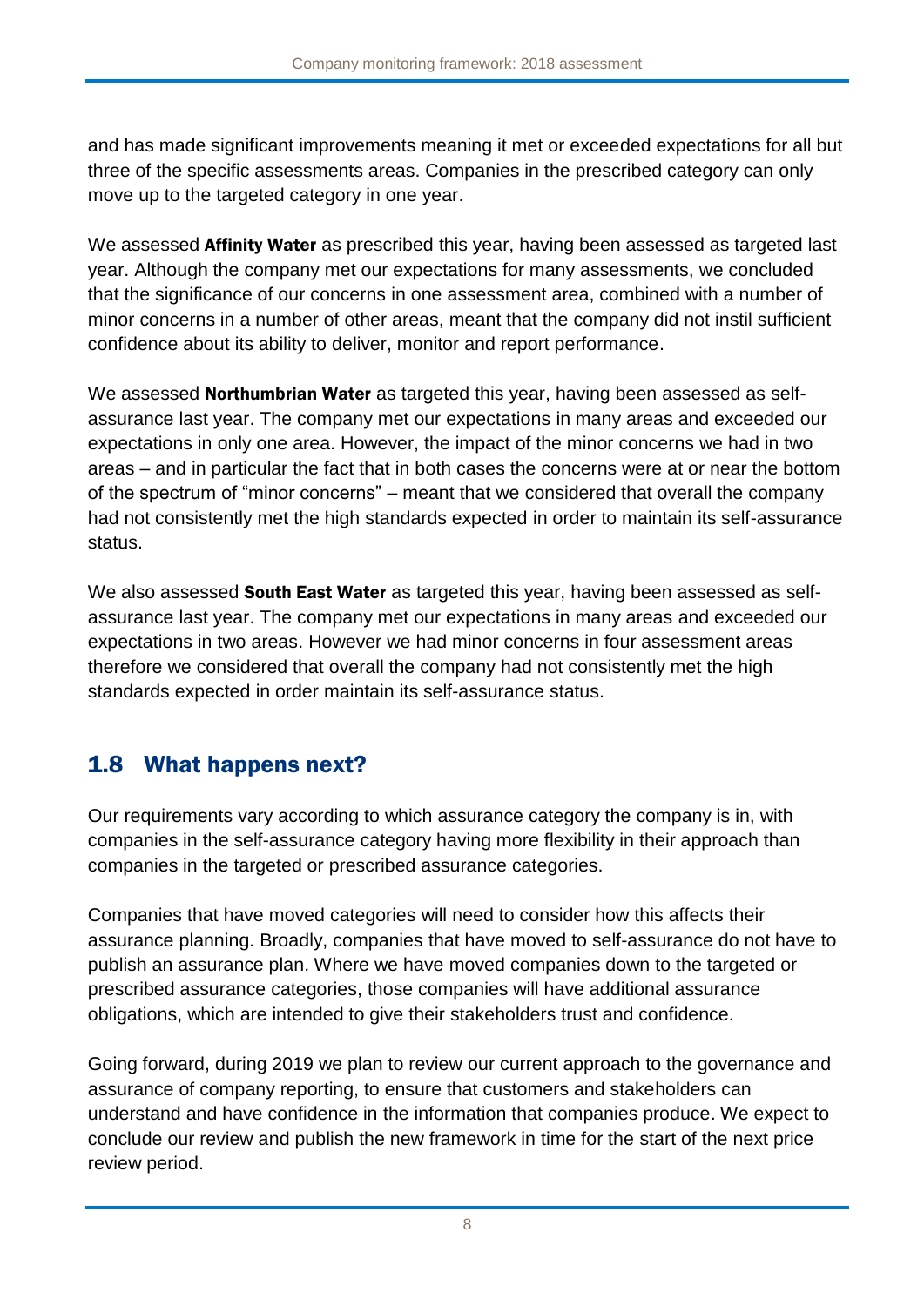and has made significant improvements meaning it met or exceeded expectations for all but three of the specific assessments areas. Companies in the prescribed category can only move up to the targeted category in one year.

We assessed **Affinity Water** as prescribed this year, having been assessed as targeted last year. Although the company met our expectations for many assessments, we concluded that the significance of our concerns in one assessment area, combined with a number of minor concerns in a number of other areas, meant that the company did not instil sufficient confidence about its ability to deliver, monitor and report performance.

We assessed **Northumbrian Water** as targeted this year, having been assessed as self-assurance last year. The company met our expectations in many areas and exceeded our expectations in only one area. However, the impact of the minor concerns we had in two areas – and in particular the fact that in both cases the concerns were at or near the bottom of the spectrum of "minor concerns" – meant that we considered that overall the company had not consistently met the high standards expected in order to maintain its self-assurance status.

We also assessed **South East Water** as targeted this year, having been assessed as self-assurance last year. The company met our expectations in many areas and exceeded our expectations in two areas. However we had minor concerns in four assessment areas therefore we considered that overall the company had not consistently met the high standards expected in order maintain its self-assurance status.

## 1.8 What happens next?

Our requirements vary according to which assurance category the company is in, with companies in the self-assurance category having more flexibility in their approach than companies in the targeted or prescribed assurance categories.

Companies that have moved categories will need to consider how this affects their assurance planning. Broadly, companies that have moved to self-assurance do not have to publish an assurance plan. Where we have moved companies down to the targeted or prescribed assurance categories, those companies will have additional assurance obligations, which are intended to give their stakeholders trust and confidence.

Going forward, during 2019 we plan to review our current approach to the governance and assurance of company reporting, to ensure that customers and stakeholders can understand and have confidence in the information that companies produce. We expect to conclude our review and publish the new framework in time for the start of the next price review period.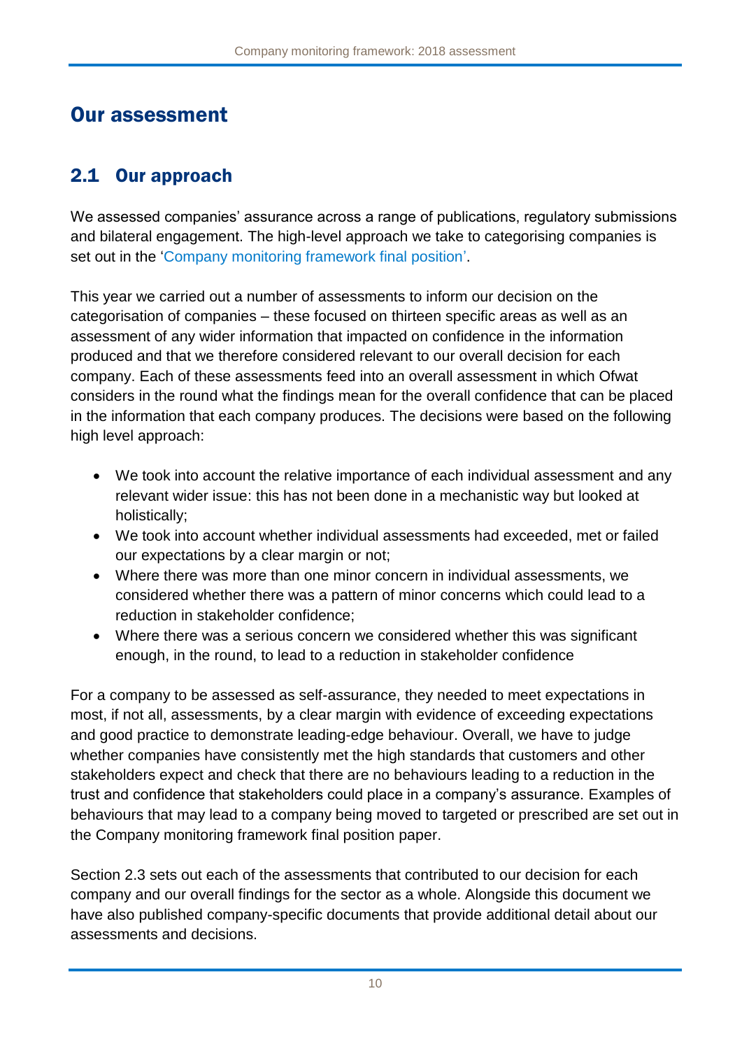# Our assessment

## 2.1 Our approach

We assessed companies' assurance across a range of publications, regulatory submissions and bilateral engagement. The high-level approach we take to categorising companies is set out in the 'Company monitoring framework final position'.

This year we carried out a number of assessments to inform our decision on the categorisation of companies – these focused on thirteen specific areas as well as an assessment of any wider information that impacted on confidence in the information produced and that we therefore considered relevant to our overall decision for each company. Each of these assessments feed into an overall assessment in which Ofwat considers in the round what the findings mean for the overall confidence that can be placed in the information that each company produces. The decisions were based on the following high level approach:

- We took into account the relative importance of each individual assessment and any relevant wider issue: this has not been done in a mechanistic way but looked at holistically;
- We took into account whether individual assessments had exceeded, met or failed our expectations by a clear margin or not;
- Where there was more than one minor concern in individual assessments, we considered whether there was a pattern of minor concerns which could lead to a reduction in stakeholder confidence;
- Where there was a serious concern we considered whether this was significant enough, in the round, to lead to a reduction in stakeholder confidence

For a company to be assessed as self-assurance, they needed to meet expectations in most, if not all, assessments, by a clear margin with evidence of exceeding expectations and good practice to demonstrate leading-edge behaviour. Overall, we have to judge whether companies have consistently met the high standards that customers and other stakeholders expect and check that there are no behaviours leading to a reduction in the trust and confidence that stakeholders could place in a company's assurance. Examples of behaviours that may lead to a company being moved to targeted or prescribed are set out in the Company monitoring framework final position paper.

Section 2.3 sets out each of the assessments that contributed to our decision for each company and our overall findings for the sector as a whole. Alongside this document we have also published company-specific documents that provide additional detail about our assessments and decisions.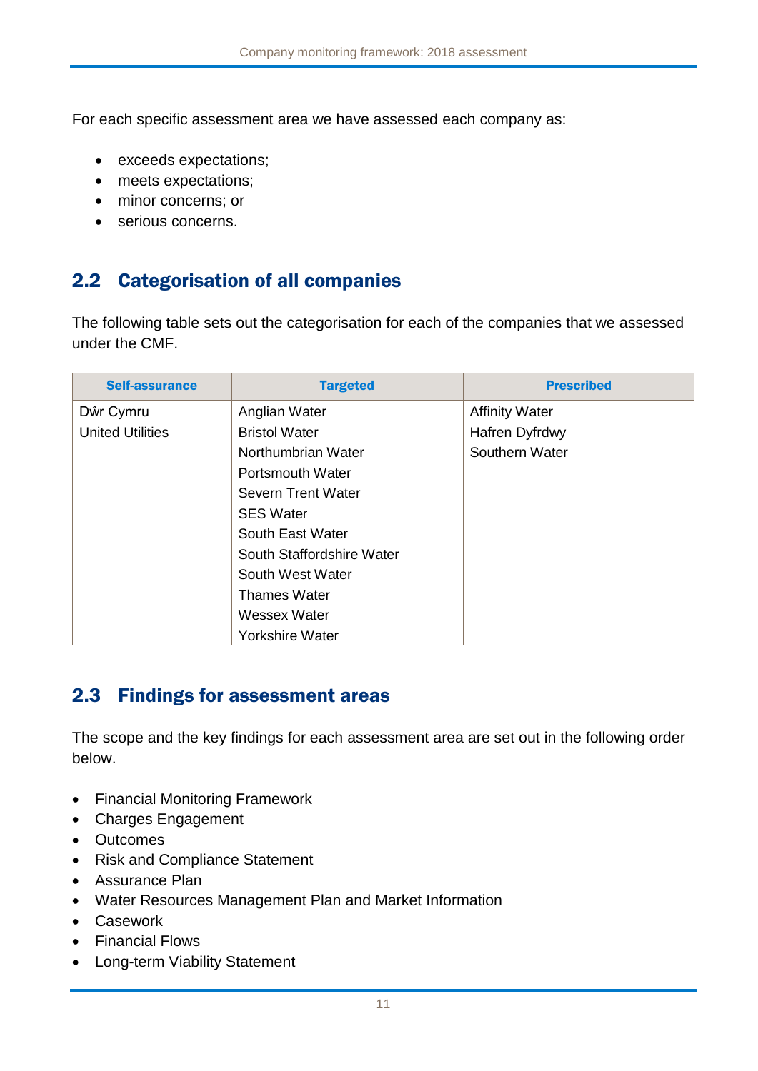For each specific assessment area we have assessed each company as:

- exceeds expectations;
- meets expectations;
- minor concerns; or
- serious concerns.

## 2.2 Categorisation of all companies

The following table sets out the categorisation for each of the companies that we assessed under the CMF.

| Self-assurance | Targeted | Prescribed |
|---|---|---|
| Dŵr Cymru | Anglian Water | Affinity Water |
| United Utilities | Bristol Water | Hafren Dyfrdwy |
| | Northumbrian Water | Southern Water |
| | Portsmouth Water | |
| | Severn Trent Water | |
| | SES Water | |
| | South East Water | |
| | South Staffordshire Water | |
| | South West Water | |
| | Thames Water | |
| | Wessex Water | |
| | Yorkshire Water | |

## 2.3 Findings for assessment areas

The scope and the key findings for each assessment area are set out in the following order below.

- Financial Monitoring Framework
- Charges Engagement
- Outcomes
- Risk and Compliance Statement
- Assurance Plan
- Water Resources Management Plan and Market Information
- Casework
- Financial Flows
- Long-term Viability Statement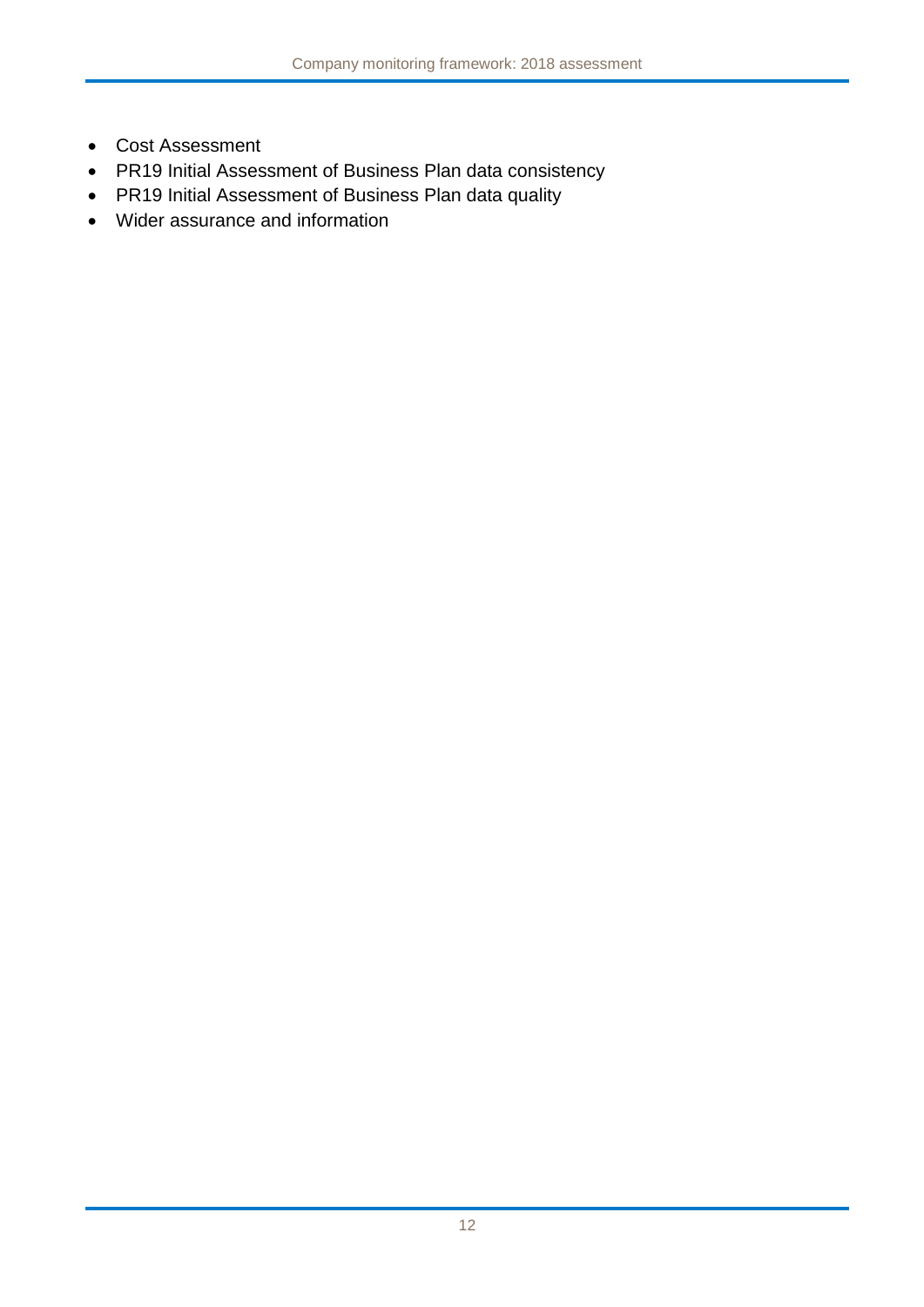- Cost Assessment
- PR19 Initial Assessment of Business Plan data consistency
- PR19 Initial Assessment of Business Plan data quality
- Wider assurance and information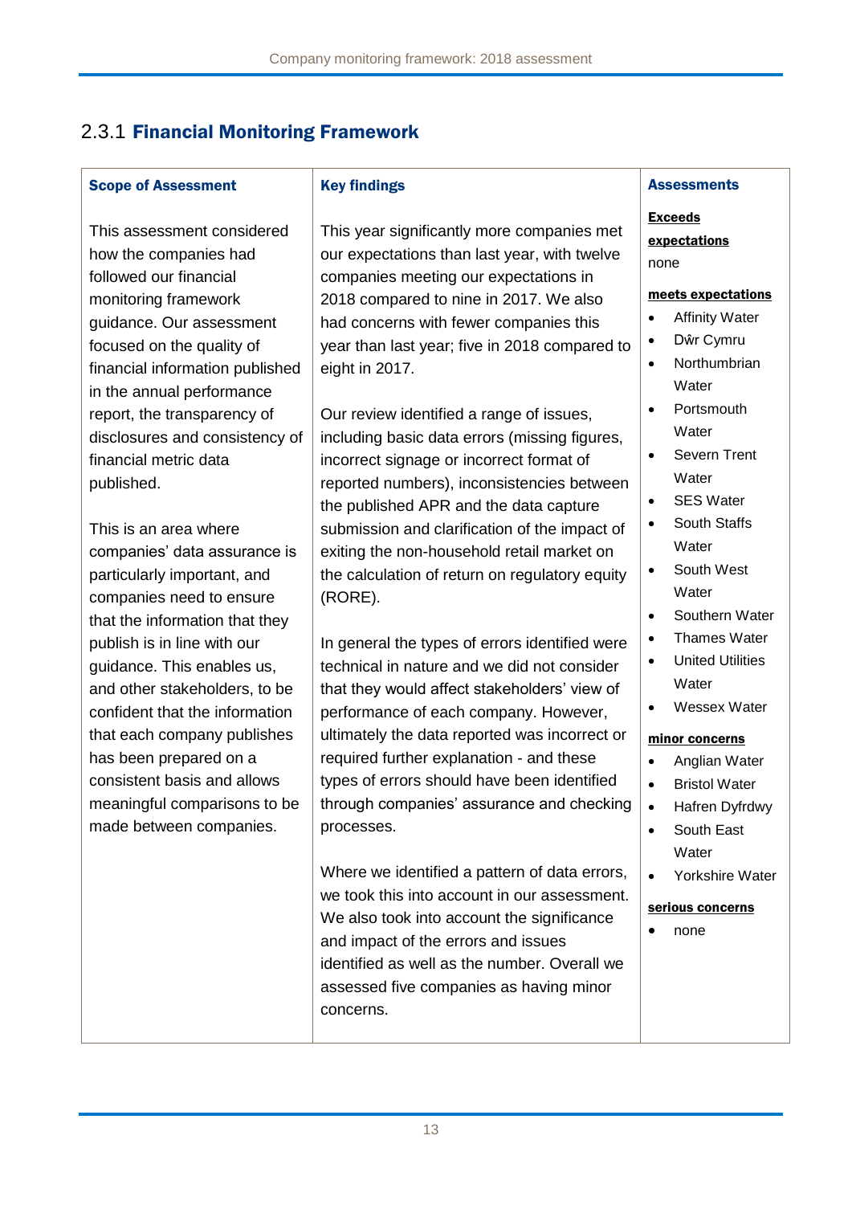## 2.3.1 **Financial Monitoring Framework**

| **Scope of Assessment** | **Key findings** | **Assessments** |
|---|---|---|
| This assessment considered how the companies had followed our financial monitoring framework guidance. Our assessment focused on the quality of financial information published in the annual performance report, the transparency of disclosures and consistency of financial metric data published.<br><br>This is an area where companies' data assurance is particularly important, and companies need to ensure that the information that they publish is in line with our guidance. This enables us, and other stakeholders, to be confident that the information that each company publishes has been prepared on a consistent basis and allows meaningful comparisons to be made between companies. | This year significantly more companies met our expectations than last year, with twelve companies meeting our expectations in 2018 compared to nine in 2017. We also had concerns with fewer companies this year than last year; five in 2018 compared to eight in 2017.<br><br>Our review identified a range of issues, including basic data errors (missing figures, incorrect signage or incorrect format of reported numbers), inconsistencies between the published APR and the data capture submission and clarification of the impact of exiting the non-household retail market on the calculation of return on regulatory equity (RORE).<br><br>In general the types of errors identified were technical in nature and we did not consider that they would affect stakeholders' view of performance of each company. However, ultimately the data reported was incorrect or required further explanation - and these types of errors should have been identified through companies' assurance and checking processes.<br><br>Where we identified a pattern of data errors, we took this into account in our assessment. We also took into account the significance and impact of the errors and issues identified as well as the number. Overall we assessed five companies as having minor concerns. | **Exceeds expectations**<br>none<br><br>**meets expectations**<br>• Affinity Water<br>• Dŵr Cymru<br>• Northumbrian Water<br>• Portsmouth Water<br>• Severn Trent Water<br>• SES Water<br>• South Staffs Water<br>• South West Water<br>• Southern Water<br>• Thames Water<br>• United Utilities Water<br>• Wessex Water<br><br>**minor concerns**<br>• Anglian Water<br>• Bristol Water<br>• Hafren Dyfrdwy<br>• South East Water<br>• Yorkshire Water<br><br>**serious concerns**<br>• none |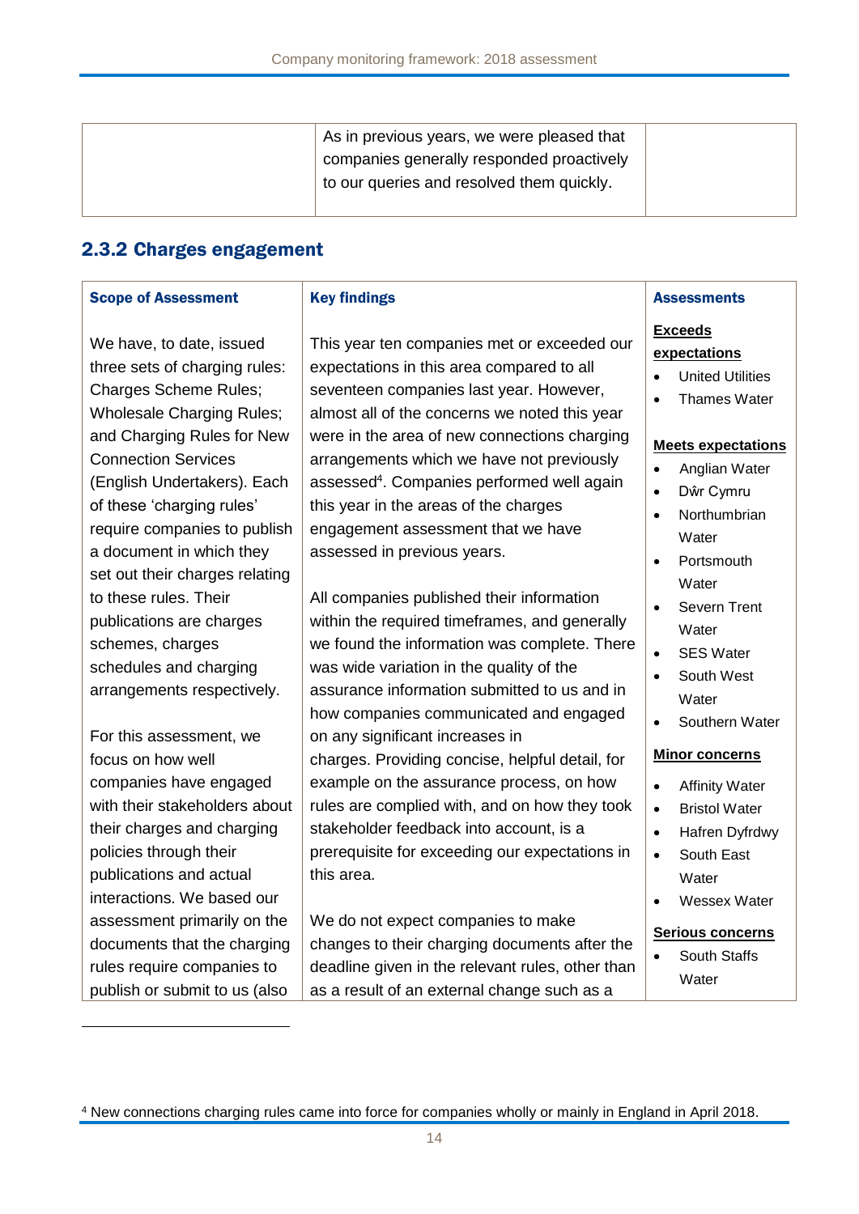| | As in previous years, we were pleased that companies generally responded proactively to our queries and resolved them quickly. | |
|---|---|---|

## 2.3.2 Charges engagement

| Scope of Assessment | Key findings | Assessments |
|---|---|---|
| We have, to date, issued three sets of charging rules: Charges Scheme Rules; Wholesale Charging Rules; and Charging Rules for New Connection Services (English Undertakers). Each of these 'charging rules' require companies to publish a document in which they set out their charges relating to these rules. Their publications are charges schemes, charges schedules and charging arrangements respectively.<br><br>For this assessment, we focus on how well companies have engaged with their stakeholders about their charges and charging policies through their publications and actual interactions. We based our assessment primarily on the documents that the charging rules require companies to publish or submit to us (also | This year ten companies met or exceeded our expectations in this area compared to all seventeen companies last year. However, almost all of the concerns we noted this year were in the area of new connections charging arrangements which we have not previously assessed[4]. Companies performed well again this year in the areas of the charges engagement assessment that we have assessed in previous years.<br><br>All companies published their information within the required timeframes, and generally we found the information was complete. There was wide variation in the quality of the assurance information submitted to us and in how companies communicated and engaged on any significant increases in charges. Providing concise, helpful detail, for example on the assurance process, on how rules are complied with, and on how they took stakeholder feedback into account, is a prerequisite for exceeding our expectations in this area.<br><br>We do not expect companies to make changes to their charging documents after the deadline given in the relevant rules, other than as a result of an external change such as a | **Exceeds expectations**<br>• United Utilities<br>• Thames Water<br><br>**Meets expectations**<br>• Anglian Water<br>• Dŵr Cymru<br>• Northumbrian Water<br>• Portsmouth Water<br>• Severn Trent Water<br>• SES Water<br>• South West Water<br>• Southern Water<br><br>**Minor concerns**<br>• Affinity Water<br>• Bristol Water<br>• Hafren Dyfrdwy<br>• South East Water<br>• Wessex Water<br><br>**Serious concerns**<br>• South Staffs Water |

[4] New connections charging rules came into force for companies wholly or mainly in England in April 2018.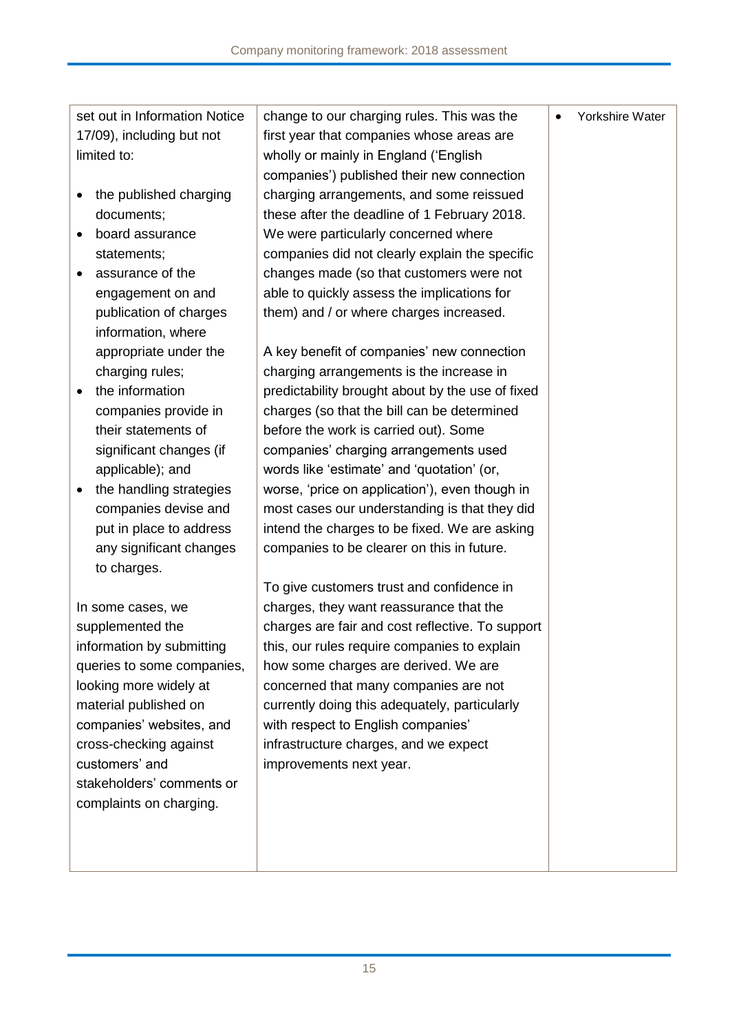| | | |
|---|---|---|
| set out in Information Notice 17/09), including but not limited to:<br><br>• the published charging documents;<br>• board assurance statements;<br>• assurance of the engagement on and publication of charges information, where appropriate under the charging rules;<br>• the information companies provide in their statements of significant changes (if applicable); and<br>• the handling strategies companies devise and put in place to address any significant changes to charges.<br><br>In some cases, we supplemented the information by submitting queries to some companies, looking more widely at material published on companies' websites, and cross-checking against customers' and stakeholders' comments or complaints on charging. | change to our charging rules. This was the first year that companies whose areas are wholly or mainly in England ('English companies') published their new connection charging arrangements, and some reissued these after the deadline of 1 February 2018. We were particularly concerned where companies did not clearly explain the specific changes made (so that customers were not able to quickly assess the implications for them) and / or where charges increased.<br><br>A key benefit of companies' new connection charging arrangements is the increase in predictability brought about by the use of fixed charges (so that the bill can be determined before the work is carried out). Some companies' charging arrangements used words like 'estimate' and 'quotation' (or, worse, 'price on application'), even though in most cases our understanding is that they did intend the charges to be fixed. We are asking companies to be clearer on this in future.<br><br>To give customers trust and confidence in charges, they want reassurance that the charges are fair and cost reflective. To support this, our rules require companies to explain how some charges are derived. We are concerned that many companies are not currently doing this adequately, particularly with respect to English companies' infrastructure charges, and we expect improvements next year. | • Yorkshire Water |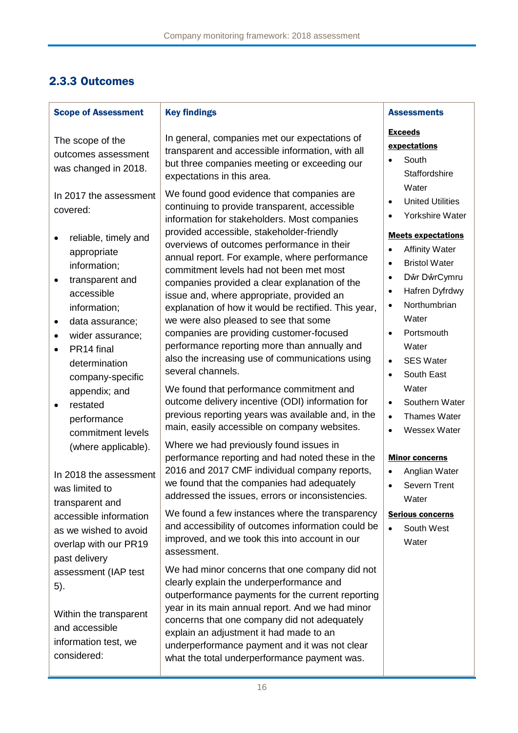## 2.3.3 Outcomes

| Scope of Assessment | Key findings | Assessments |
|---|---|---|
| The scope of the outcomes assessment was changed in 2018.<br><br>In 2017 the assessment covered:<br><br>• reliable, timely and appropriate information;<br>• transparent and accessible information;<br>• data assurance;<br>• wider assurance;<br>• PR14 final determination company-specific appendix; and<br>• restated performance commitment levels (where applicable).<br><br>In 2018 the assessment was limited to transparent and accessible information as we wished to avoid overlap with our PR19 past delivery assessment (IAP test 5).<br><br>Within the transparent and accessible information test, we considered: | In general, companies met our expectations of transparent and accessible information, with all but three companies meeting or exceeding our expectations in this area.<br><br>We found good evidence that companies are continuing to provide transparent, accessible information for stakeholders. Most companies provided accessible, stakeholder-friendly overviews of outcomes performance in their annual report. For example, where performance commitment levels had not been met most companies provided a clear explanation of the issue and, where appropriate, provided an explanation of how it would be rectified. This year, we were also pleased to see that some companies are providing customer-focused performance reporting more than annually and also the increasing use of communications using several channels.<br><br>We found that performance commitment and outcome delivery incentive (ODI) information for previous reporting years was available and, in the main, easily accessible on company websites.<br><br>Where we had previously found issues in performance reporting and had noted these in the 2016 and 2017 CMF individual company reports, we found that the companies had adequately addressed the issues, errors or inconsistencies.<br><br>We found a few instances where the transparency and accessibility of outcomes information could be improved, and we took this into account in our assessment.<br><br>We had minor concerns that one company did not clearly explain the underperformance and outperformance payments for the current reporting year in its main annual report. And we had minor concerns that one company did not adequately explain an adjustment it had made to an underperformance payment and it was not clear what the total underperformance payment was. | **Exceeds expectations**<br>• South Staffordshire Water<br>• United Utilities<br>• Yorkshire Water<br><br>**Meets expectations**<br>• Affinity Water<br>• Bristol Water<br>• Dŵr DŵrCymru<br>• Hafren Dyfrdwy<br>• Northumbrian Water<br>• Portsmouth Water<br>• SES Water<br>• South East Water<br>• Southern Water<br>• Thames Water<br>• Wessex Water<br><br>**Minor concerns**<br>• Anglian Water<br>• Severn Trent Water<br><br>**Serious concerns**<br>• South West Water |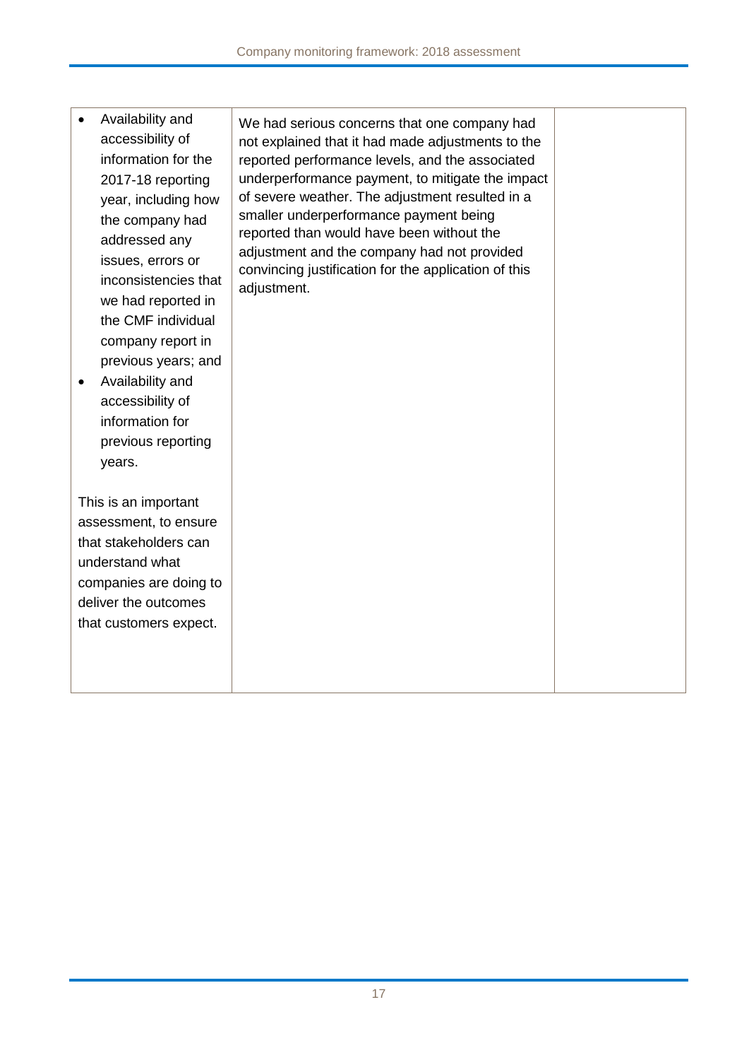| | | |
|---|---|---|
| • Availability and accessibility of information for the 2017-18 reporting year, including how the company had addressed any issues, errors or inconsistencies that we had reported in the CMF individual company report in previous years; and<br>• Availability and accessibility of information for previous reporting years.<br><br>This is an important assessment, to ensure that stakeholders can understand what companies are doing to deliver the outcomes that customers expect. | We had serious concerns that one company had not explained that it had made adjustments to the reported performance levels, and the associated underperformance payment, to mitigate the impact of severe weather. The adjustment resulted in a smaller underperformance payment being reported than would have been without the adjustment and the company had not provided convincing justification for the application of this adjustment. | |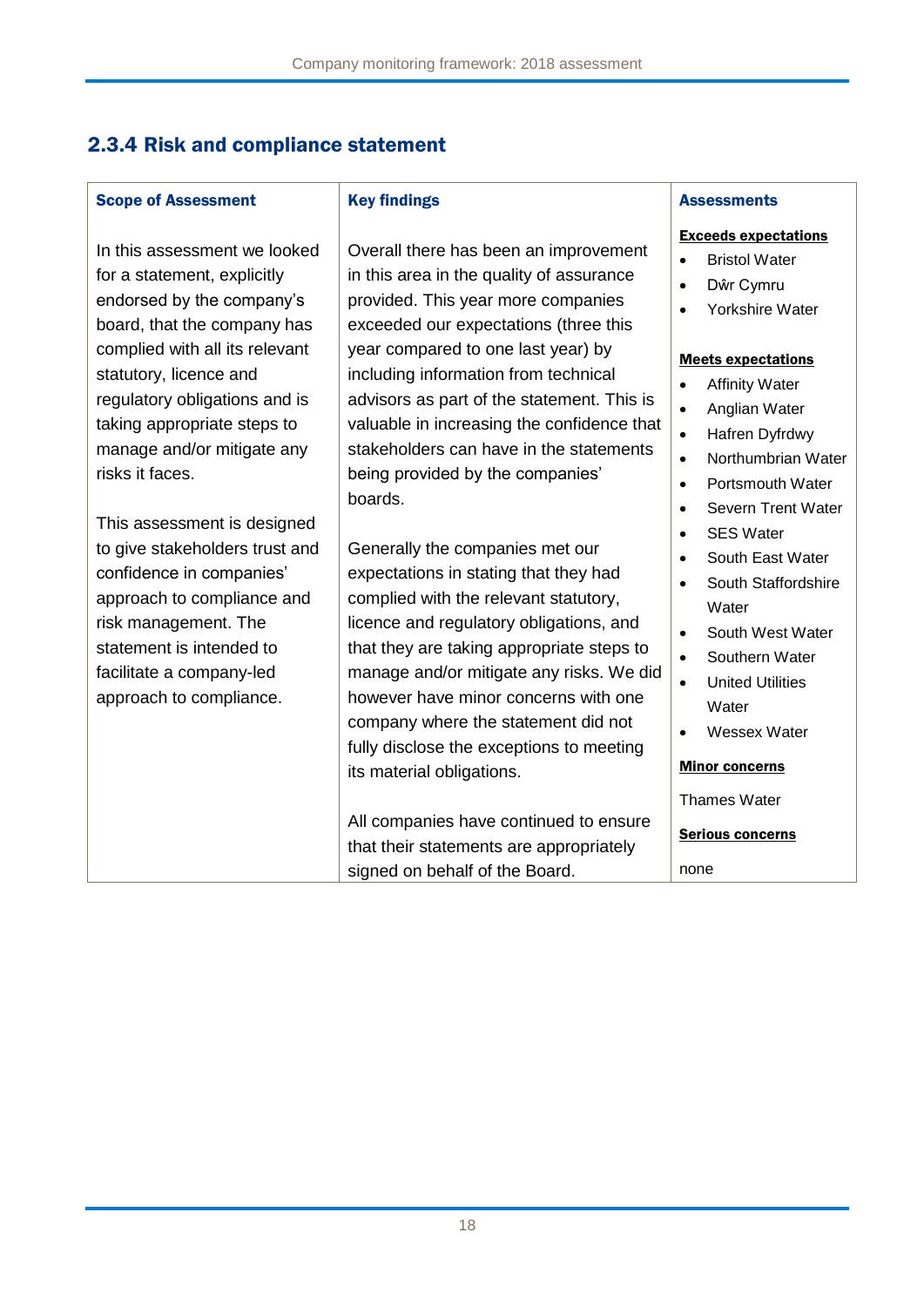## 2.3.4 Risk and compliance statement

| Scope of Assessment | Key findings | Assessments |
|---|---|---|
| In this assessment we looked for a statement, explicitly endorsed by the company's board, that the company has complied with all its relevant statutory, licence and regulatory obligations and is taking appropriate steps to manage and/or mitigate any risks it faces.<br><br>This assessment is designed to give stakeholders trust and confidence in companies' approach to compliance and risk management. The statement is intended to facilitate a company-led approach to compliance. | Overall there has been an improvement in this area in the quality of assurance provided. This year more companies exceeded our expectations (three this year compared to one last year) by including information from technical advisors as part of the statement. This is valuable in increasing the confidence that stakeholders can have in the statements being provided by the companies' boards.<br><br>Generally the companies met our expectations in stating that they had complied with the relevant statutory, licence and regulatory obligations, and that they are taking appropriate steps to manage and/or mitigate any risks. We did however have minor concerns with one company where the statement did not fully disclose the exceptions to meeting its material obligations.<br><br>All companies have continued to ensure that their statements are appropriately signed on behalf of the Board. | **Exceeds expectations**<br>• Bristol Water<br>• Dŵr Cymru<br>• Yorkshire Water<br><br>**Meets expectations**<br>• Affinity Water<br>• Anglian Water<br>• Hafren Dyfrdwy<br>• Northumbrian Water<br>• Portsmouth Water<br>• Severn Trent Water<br>• SES Water<br>• South East Water<br>• South Staffordshire Water<br>• South West Water<br>• Southern Water<br>• United Utilities Water<br>• Wessex Water<br><br>**Minor concerns**<br>Thames Water<br><br>**Serious concerns**<br>none |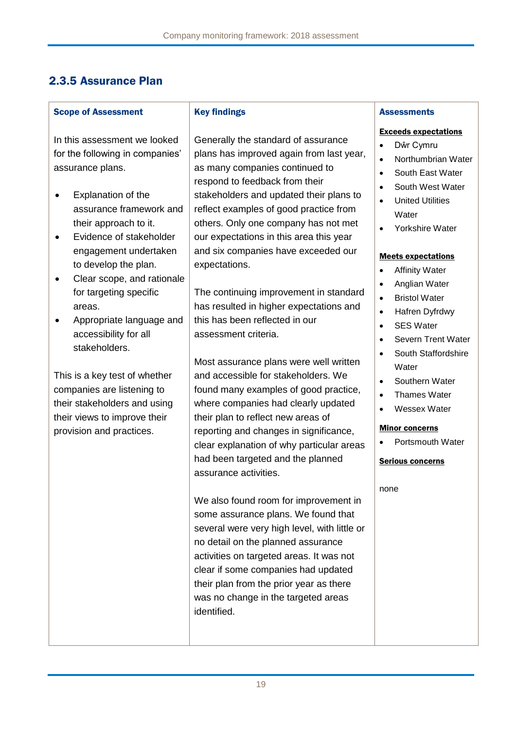## 2.3.5 Assurance Plan

| Scope of Assessment | Key findings | Assessments |
|---|---|---|
| In this assessment we looked for the following in companies' assurance plans.<br><br>• Explanation of the assurance framework and their approach to it.<br>• Evidence of stakeholder engagement undertaken to develop the plan.<br>• Clear scope, and rationale for targeting specific areas.<br>• Appropriate language and accessibility for all stakeholders.<br><br>This is a key test of whether companies are listening to their stakeholders and using their views to improve their provision and practices. | Generally the standard of assurance plans has improved again from last year, as many companies continued to respond to feedback from their stakeholders and updated their plans to reflect examples of good practice from others. Only one company has not met our expectations in this area this year and six companies have exceeded our expectations.<br><br>The continuing improvement in standard has resulted in higher expectations and this has been reflected in our assessment criteria.<br><br>Most assurance plans were well written and accessible for stakeholders. We found many examples of good practice, where companies had clearly updated their plan to reflect new areas of reporting and changes in significance, clear explanation of why particular areas had been targeted and the planned assurance activities.<br><br>We also found room for improvement in some assurance plans. We found that several were very high level, with little or no detail on the planned assurance activities on targeted areas. It was not clear if some companies had updated their plan from the prior year as there was no change in the targeted areas identified. | **Exceeds expectations**<br>• Dŵr Cymru<br>• Northumbrian Water<br>• South East Water<br>• South West Water<br>• United Utilities Water<br>• Yorkshire Water<br><br>**Meets expectations**<br>• Affinity Water<br>• Anglian Water<br>• Bristol Water<br>• Hafren Dyfrdwy<br>• SES Water<br>• Severn Trent Water<br>• South Staffordshire Water<br>• Southern Water<br>• Thames Water<br>• Wessex Water<br><br>**Minor concerns**<br>• Portsmouth Water<br><br>**Serious concerns**<br><br>none |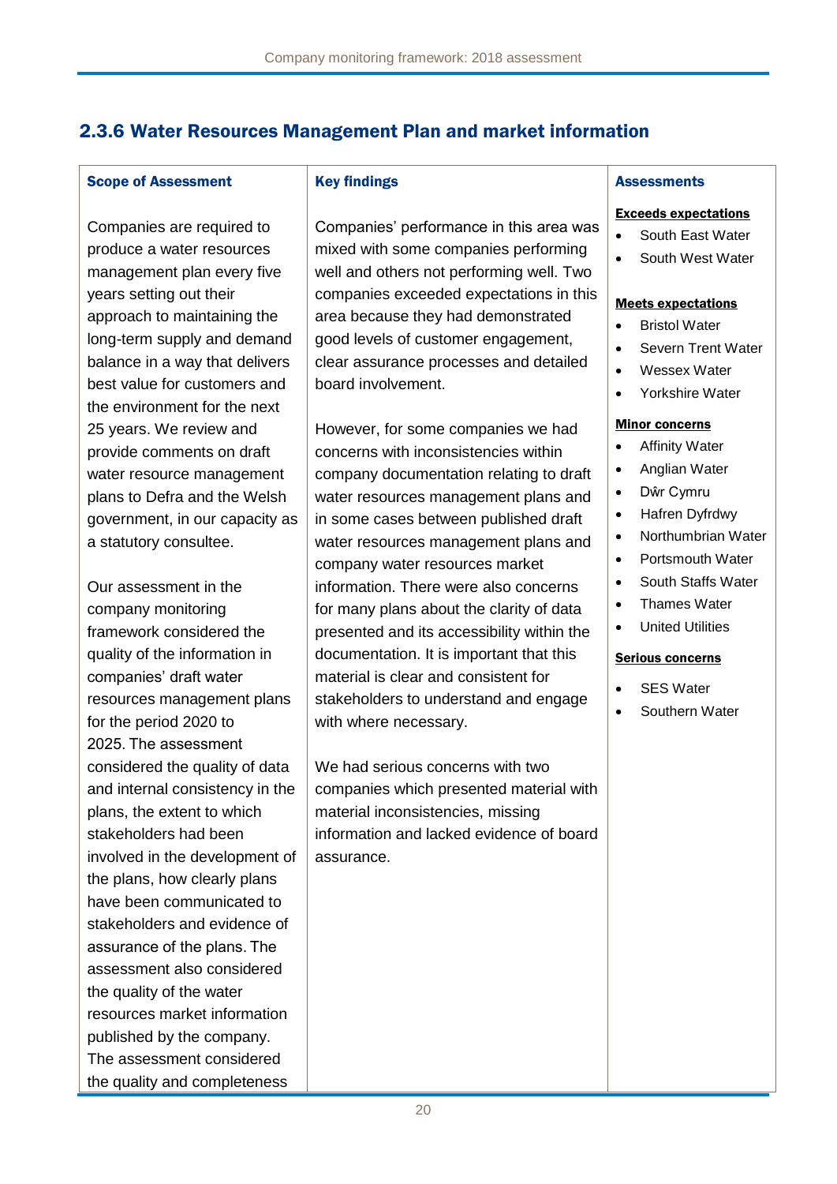## 2.3.6 Water Resources Management Plan and market information

| Scope of Assessment | Key findings | Assessments |
|---|---|---|
| Companies are required to produce a water resources management plan every five years setting out their approach to maintaining the long-term supply and demand balance in a way that delivers best value for customers and the environment for the next 25 years. We review and provide comments on draft water resource management plans to Defra and the Welsh government, in our capacity as a statutory consultee.<br><br>Our assessment in the company monitoring framework considered the quality of the information in companies' draft water resources management plans for the period 2020 to 2025. The assessment considered the quality of data and internal consistency in the plans, the extent to which stakeholders had been involved in the development of the plans, how clearly plans have been communicated to stakeholders and evidence of assurance of the plans. The assessment also considered the quality of the water resources market information published by the company. The assessment considered the quality and completeness | Companies' performance in this area was mixed with some companies performing well and others not performing well. Two companies exceeded expectations in this area because they had demonstrated good levels of customer engagement, clear assurance processes and detailed board involvement.<br><br>However, for some companies we had concerns with inconsistencies within company documentation relating to draft water resources management plans and in some cases between published draft water resources management plans and company water resources market information. There were also concerns for many plans about the clarity of data presented and its accessibility within the documentation. It is important that this material is clear and consistent for stakeholders to understand and engage with where necessary.<br><br>We had serious concerns with two companies which presented material with material inconsistencies, missing information and lacked evidence of board assurance. | **Exceeds expectations**<br>• South East Water<br>• South West Water<br><br>**Meets expectations**<br>• Bristol Water<br>• Severn Trent Water<br>• Wessex Water<br>• Yorkshire Water<br><br>**Minor concerns**<br>• Affinity Water<br>• Anglian Water<br>• Dŵr Cymru<br>• Hafren Dyfrdwy<br>• Northumbrian Water<br>• Portsmouth Water<br>• South Staffs Water<br>• Thames Water<br>• United Utilities<br><br>**Serious concerns**<br>• SES Water<br>• Southern Water |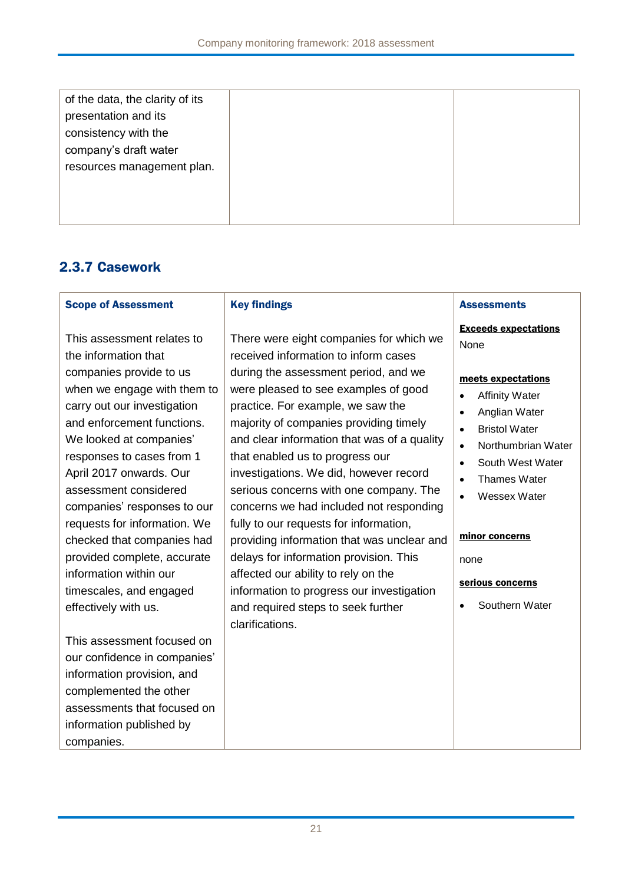| | | |
|---|---|---|
| of the data, the clarity of its presentation and its consistency with the company's draft water resources management plan. | | |

### 2.3.7 Casework

| **Scope of Assessment** | **Key findings** | **Assessments** |
|---|---|---|
| This assessment relates to the information that companies provide to us when we engage with them to carry out our investigation and enforcement functions. We looked at companies' responses to cases from 1 April 2017 onwards. Our assessment considered companies' responses to our requests for information. We checked that companies had provided complete, accurate information within our timescales, and engaged effectively with us.<br><br>This assessment focused on our confidence in companies' information provision, and complemented the other assessments that focused on information published by companies. | There were eight companies for which we received information to inform cases during the assessment period, and we were pleased to see examples of good practice. For example, we saw the majority of companies providing timely and clear information that was of a quality that enabled us to progress our investigations. We did, however record serious concerns with one company. The concerns we had included not responding fully to our requests for information, providing information that was unclear and delays for information provision. This affected our ability to rely on the information to progress our investigation and required steps to seek further clarifications. | **Exceeds expectations**<br>None<br><br>**meets expectations**<br>• Affinity Water<br>• Anglian Water<br>• Bristol Water<br>• Northumbrian Water<br>• South West Water<br>• Thames Water<br>• Wessex Water<br><br>**minor concerns**<br>none<br><br>**serious concerns**<br>• Southern Water |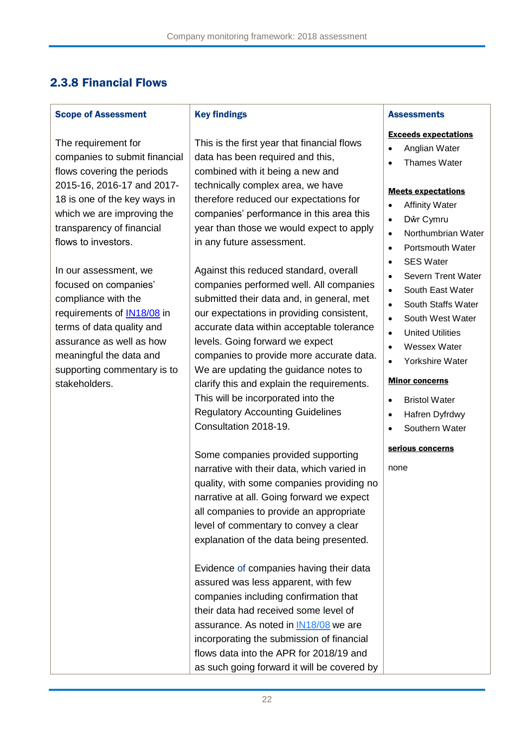### 2.3.8 Financial Flows

| Scope of Assessment | Key findings | Assessments |
| --- | --- | --- |
| The requirement for companies to submit financial flows covering the periods 2015-16, 2016-17 and 2017-18 is one of the key ways in which we are improving the transparency of financial flows to investors.<br><br>In our assessment, we focused on companies' compliance with the requirements of IN18/08 in terms of data quality and assurance as well as how meaningful the data and supporting commentary is to stakeholders. | This is the first year that financial flows data has been required and this, combined with it being a new and technically complex area, we have therefore reduced our expectations for companies' performance in this area this year than those we would expect to apply in any future assessment.<br><br>Against this reduced standard, overall companies performed well. All companies submitted their data and, in general, met our expectations in providing consistent, accurate data within acceptable tolerance levels. Going forward we expect companies to provide more accurate data. We are updating the guidance notes to clarify this and explain the requirements. This will be incorporated into the Regulatory Accounting Guidelines Consultation 2018-19.<br><br>Some companies provided supporting narrative with their data, which varied in quality, with some companies providing no narrative at all. Going forward we expect all companies to provide an appropriate level of commentary to convey a clear explanation of the data being presented.<br><br>Evidence of companies having their data assured was less apparent, with few companies including confirmation that their data had received some level of assurance. As noted in IN18/08 we are incorporating the submission of financial flows data into the APR for 2018/19 and as such going forward it will be covered by | **Exceeds expectations**<br>• Anglian Water<br>• Thames Water<br><br>**Meets expectations**<br>• Affinity Water<br>• Dŵr Cymru<br>• Northumbrian Water<br>• Portsmouth Water<br>• SES Water<br>• Severn Trent Water<br>• South East Water<br>• South Staffs Water<br>• South West Water<br>• United Utilities<br>• Wessex Water<br>• Yorkshire Water<br><br>**Minor concerns**<br>• Bristol Water<br>• Hafren Dyfrdwy<br>• Southern Water<br><br>**serious concerns**<br>none |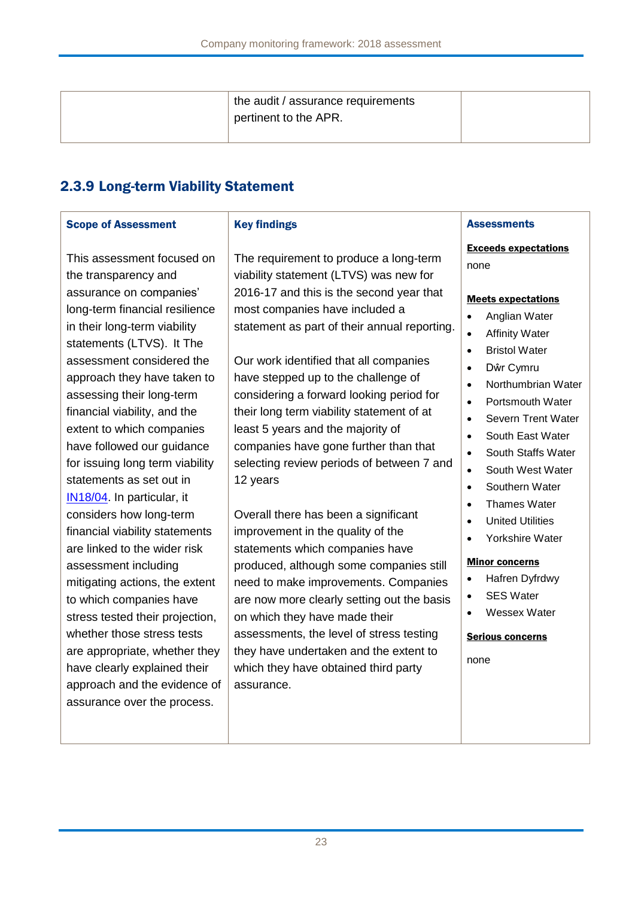| | the audit / assurance requirements pertinent to the APR. | |
|---|---|---|

### 2.3.9 Long-term Viability Statement

| Scope of Assessment | Key findings | Assessments |
|---|---|---|
| This assessment focused on the transparency and assurance on companies' long-term financial resilience in their long-term viability statements (LTVS). It The assessment considered the approach they have taken to assessing their long-term financial viability, and the extent to which companies have followed our guidance for issuing long term viability statements as set out in IN18/04. In particular, it considers how long-term financial viability statements are linked to the wider risk assessment including mitigating actions, the extent to which companies have stress tested their projection, whether those stress tests are appropriate, whether they have clearly explained their approach and the evidence of assurance over the process. | The requirement to produce a long-term viability statement (LTVS) was new for 2016-17 and this is the second year that most companies have included a statement as part of their annual reporting.<br><br>Our work identified that all companies have stepped up to the challenge of considering a forward looking period for their long term viability statement of at least 5 years and the majority of companies have gone further than that selecting review periods of between 7 and 12 years<br><br>Overall there has been a significant improvement in the quality of the statements which companies have produced, although some companies still need to make improvements. Companies are now more clearly setting out the basis on which they have made their assessments, the level of stress testing they have undertaken and the extent to which they have obtained third party assurance. | **Exceeds expectations**<br>none<br><br>**Meets expectations**<br>• Anglian Water<br>• Affinity Water<br>• Bristol Water<br>• Dŵr Cymru<br>• Northumbrian Water<br>• Portsmouth Water<br>• Severn Trent Water<br>• South East Water<br>• South Staffs Water<br>• South West Water<br>• Southern Water<br>• Thames Water<br>• United Utilities<br>• Yorkshire Water<br><br>**Minor concerns**<br>• Hafren Dyfrdwy<br>• SES Water<br>• Wessex Water<br><br>**Serious concerns**<br>none |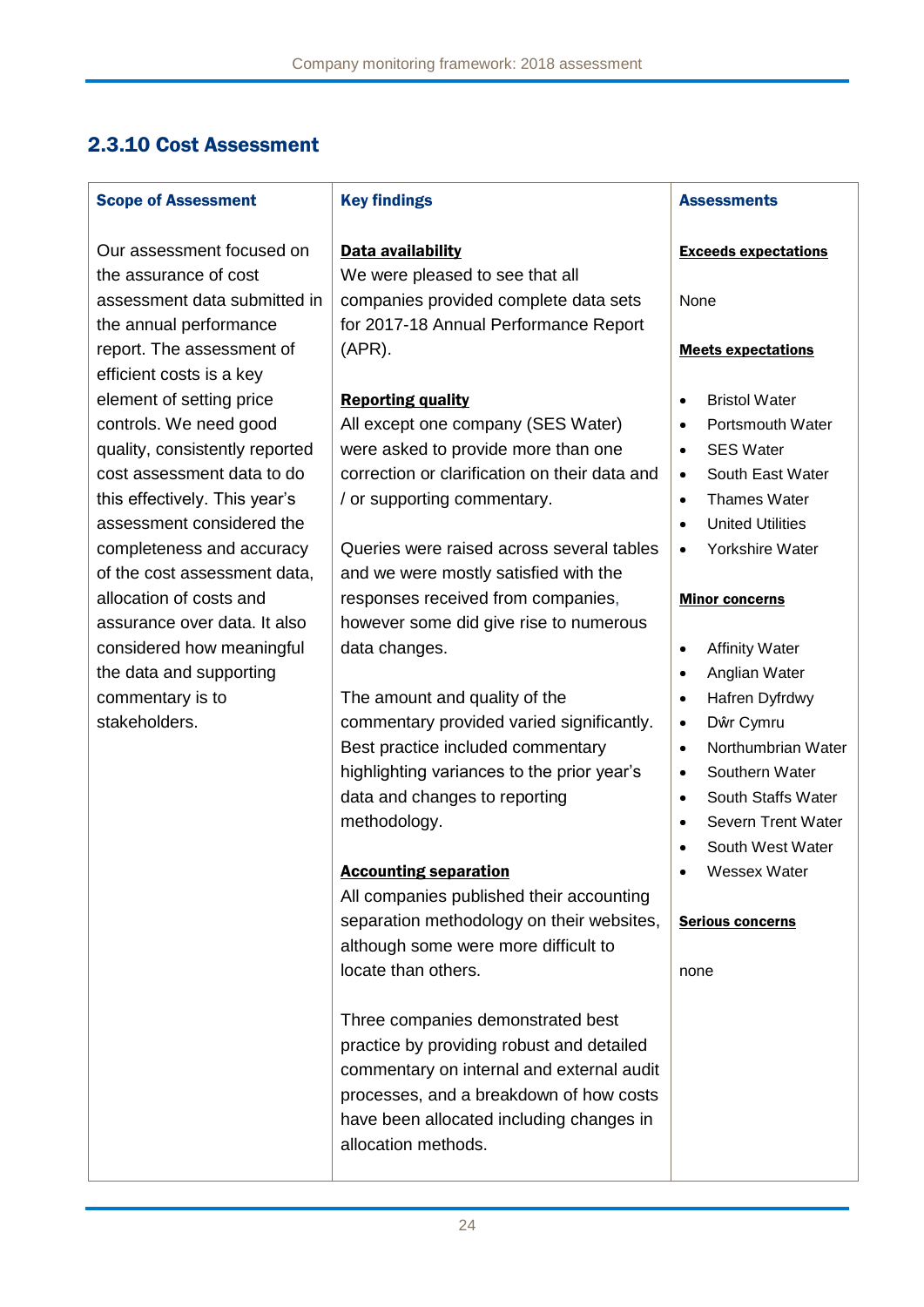## 2.3.10 Cost Assessment

| Scope of Assessment | Key findings | Assessments |
| --- | --- | --- |
| Our assessment focused on the assurance of cost assessment data submitted in the annual performance report. The assessment of efficient costs is a key element of setting price controls. We need good quality, consistently reported cost assessment data to do this effectively. This year's assessment considered the completeness and accuracy of the cost assessment data, allocation of costs and assurance over data. It also considered how meaningful the data and supporting commentary is to stakeholders. | **Data availability**<br>We were pleased to see that all companies provided complete data sets for 2017-18 Annual Performance Report (APR).<br><br>**Reporting quality**<br>All except one company (SES Water) were asked to provide more than one correction or clarification on their data and / or supporting commentary.<br><br>Queries were raised across several tables and we were mostly satisfied with the responses received from companies, however some did give rise to numerous data changes.<br><br>The amount and quality of the commentary provided varied significantly. Best practice included commentary highlighting variances to the prior year's data and changes to reporting methodology.<br><br>**Accounting separation**<br>All companies published their accounting separation methodology on their websites, although some were more difficult to locate than others.<br><br>Three companies demonstrated best practice by providing robust and detailed commentary on internal and external audit processes, and a breakdown of how costs have been allocated including changes in allocation methods. | **Exceeds expectations**<br><br>None<br><br>**Meets expectations**<br><br>• Bristol Water<br>• Portsmouth Water<br>• SES Water<br>• South East Water<br>• Thames Water<br>• United Utilities<br>• Yorkshire Water<br><br>**Minor concerns**<br><br>• Affinity Water<br>• Anglian Water<br>• Hafren Dyfrdwy<br>• Dŵr Cymru<br>• Northumbrian Water<br>• Southern Water<br>• South Staffs Water<br>• Severn Trent Water<br>• South West Water<br>• Wessex Water<br><br>**Serious concerns**<br><br>none |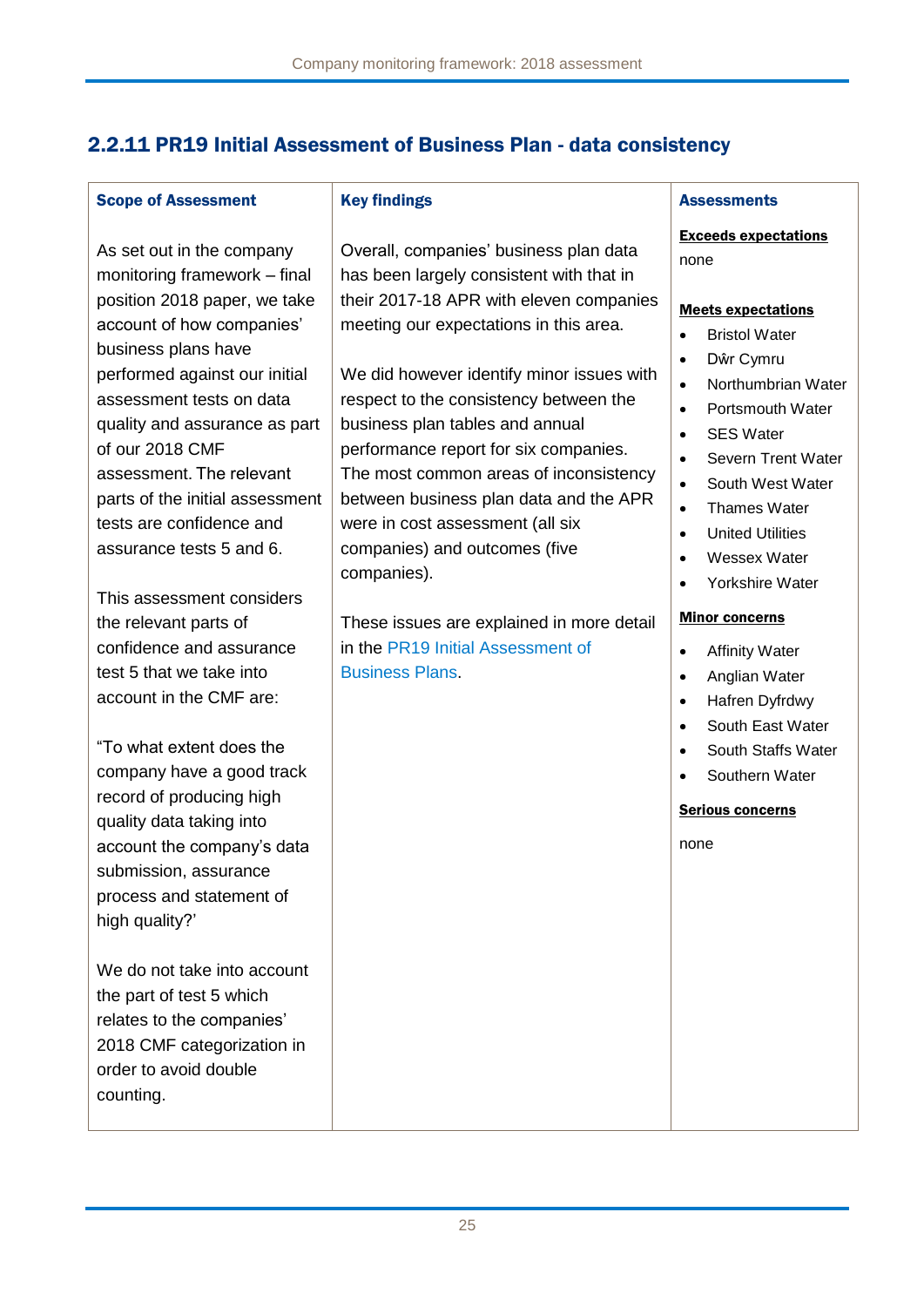## 2.2.11 PR19 Initial Assessment of Business Plan - data consistency

| Scope of Assessment | Key findings | Assessments |
|---|---|---|
| As set out in the company monitoring framework – final position 2018 paper, we take account of how companies' business plans have performed against our initial assessment tests on data quality and assurance as part of our 2018 CMF assessment. The relevant parts of the initial assessment tests are confidence and assurance tests 5 and 6.<br><br>This assessment considers the relevant parts of confidence and assurance test 5 that we take into account in the CMF are:<br><br>"To what extent does the company have a good track record of producing high quality data taking into account the company's data submission, assurance process and statement of high quality?'<br><br>We do not take into account the part of test 5 which relates to the companies' 2018 CMF categorization in order to avoid double counting. | Overall, companies' business plan data has been largely consistent with that in their 2017-18 APR with eleven companies meeting our expectations in this area.<br><br>We did however identify minor issues with respect to the consistency between the business plan tables and annual performance report for six companies. The most common areas of inconsistency between business plan data and the APR were in cost assessment (all six companies) and outcomes (five companies).<br><br>These issues are explained in more detail in the PR19 Initial Assessment of Business Plans. | **Exceeds expectations**<br>none<br><br>**Meets expectations**<br>• Bristol Water<br>• Dŵr Cymru<br>• Northumbrian Water<br>• Portsmouth Water<br>• SES Water<br>• Severn Trent Water<br>• South West Water<br>• Thames Water<br>• United Utilities<br>• Wessex Water<br>• Yorkshire Water<br><br>**Minor concerns**<br>• Affinity Water<br>• Anglian Water<br>• Hafren Dyfrdwy<br>• South East Water<br>• South Staffs Water<br>• Southern Water<br><br>**Serious concerns**<br>none |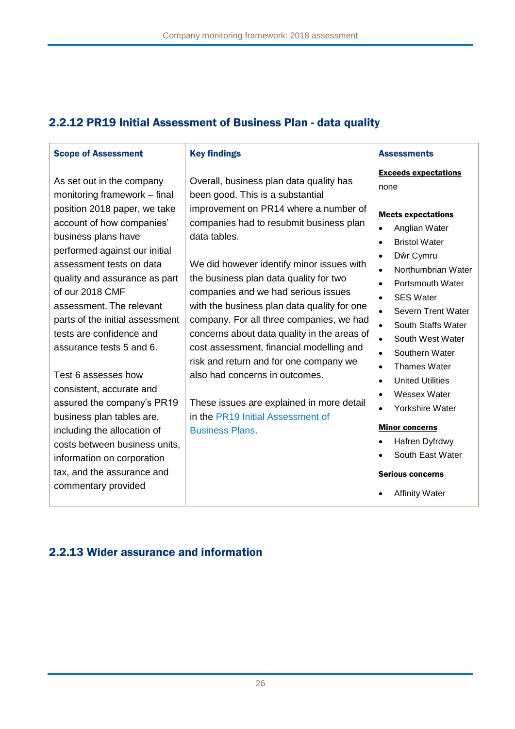## 2.2.12 PR19 Initial Assessment of Business Plan - data quality

| Scope of Assessment | Key findings | Assessments |
|---|---|---|
| As set out in the company monitoring framework – final position 2018 paper, we take account of how companies' business plans have performed against our initial assessment tests on data quality and assurance as part of our 2018 CMF assessment. The relevant parts of the initial assessment tests are confidence and assurance tests 5 and 6.<br><br>Test 6 assesses how consistent, accurate and assured the company's PR19 business plan tables are, including the allocation of costs between business units, information on corporation tax, and the assurance and commentary provided | Overall, business plan data quality has been good. This is a substantial improvement on PR14 where a number of companies had to resubmit business plan data tables.<br><br>We did however identify minor issues with the business plan data quality for two companies and we had serious issues with the business plan data quality for one company. For all three companies, we had concerns about data quality in the areas of cost assessment, financial modelling and risk and return and for one company we also had concerns in outcomes.<br><br>These issues are explained in more detail in the PR19 Initial Assessment of Business Plans. | **Exceeds expectations**<br>none<br><br>**Meets expectations**<br>• Anglian Water<br>• Bristol Water<br>• Dŵr Cymru<br>• Northumbrian Water<br>• Portsmouth Water<br>• SES Water<br>• Severn Trent Water<br>• South Staffs Water<br>• South West Water<br>• Southern Water<br>• Thames Water<br>• United Utilities<br>• Wessex Water<br>• Yorkshire Water<br><br>**Minor concerns**<br>• Hafren Dyfrdwy<br>• South East Water<br><br>**Serious concerns**<br>• Affinity Water |

## 2.2.13 Wider assurance and information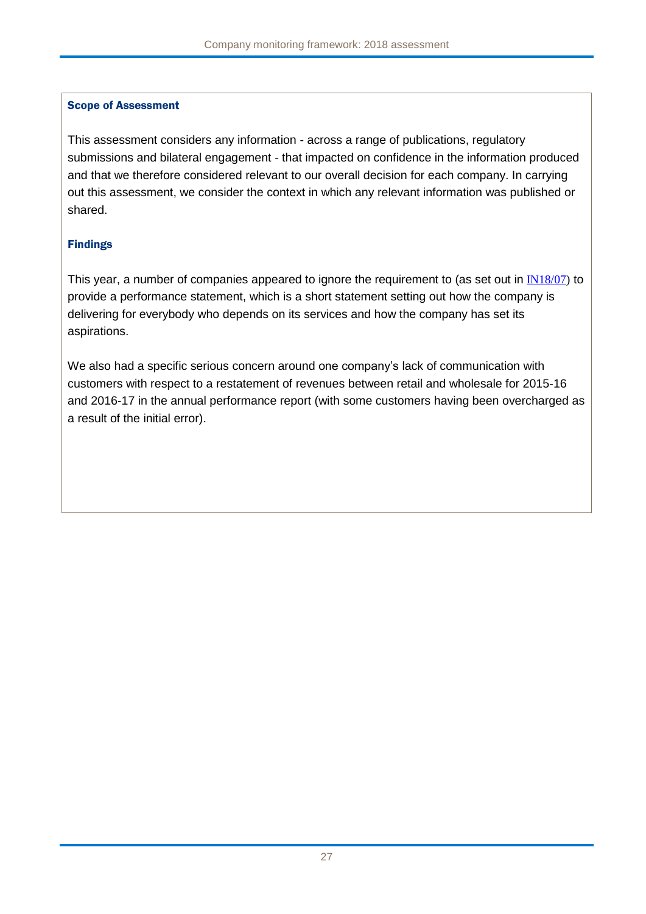**Scope of Assessment**

This assessment considers any information - across a range of publications, regulatory submissions and bilateral engagement - that impacted on confidence in the information produced and that we therefore considered relevant to our overall decision for each company. In carrying out this assessment, we consider the context in which any relevant information was published or shared.

**Findings**

This year, a number of companies appeared to ignore the requirement to (as set out in IN18/07) to provide a performance statement, which is a short statement setting out how the company is delivering for everybody who depends on its services and how the company has set its aspirations.

We also had a specific serious concern around one company's lack of communication with customers with respect to a restatement of revenues between retail and wholesale for 2015-16 and 2016-17 in the annual performance report (with some customers having been overcharged as a result of the initial error).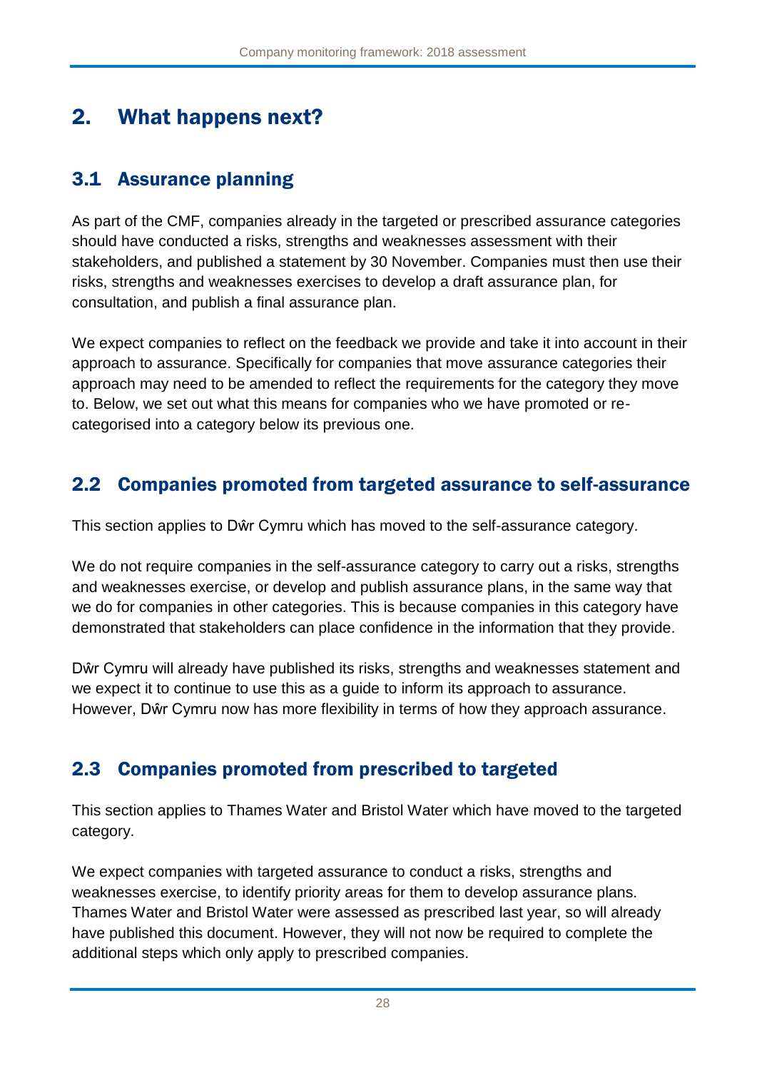## 2. What happens next?

### 3.1 Assurance planning

As part of the CMF, companies already in the targeted or prescribed assurance categories should have conducted a risks, strengths and weaknesses assessment with their stakeholders, and published a statement by 30 November. Companies must then use their risks, strengths and weaknesses exercises to develop a draft assurance plan, for consultation, and publish a final assurance plan.

We expect companies to reflect on the feedback we provide and take it into account in their approach to assurance. Specifically for companies that move assurance categories their approach may need to be amended to reflect the requirements for the category they move to. Below, we set out what this means for companies who we have promoted or re-categorised into a category below its previous one.

### 2.2 Companies promoted from targeted assurance to self-assurance

This section applies to Dŵr Cymru which has moved to the self-assurance category.

We do not require companies in the self-assurance category to carry out a risks, strengths and weaknesses exercise, or develop and publish assurance plans, in the same way that we do for companies in other categories. This is because companies in this category have demonstrated that stakeholders can place confidence in the information that they provide.

Dŵr Cymru will already have published its risks, strengths and weaknesses statement and we expect it to continue to use this as a guide to inform its approach to assurance. However, Dŵr Cymru now has more flexibility in terms of how they approach assurance.

### 2.3 Companies promoted from prescribed to targeted

This section applies to Thames Water and Bristol Water which have moved to the targeted category.

We expect companies with targeted assurance to conduct a risks, strengths and weaknesses exercise, to identify priority areas for them to develop assurance plans. Thames Water and Bristol Water were assessed as prescribed last year, so will already have published this document. However, they will not now be required to complete the additional steps which only apply to prescribed companies.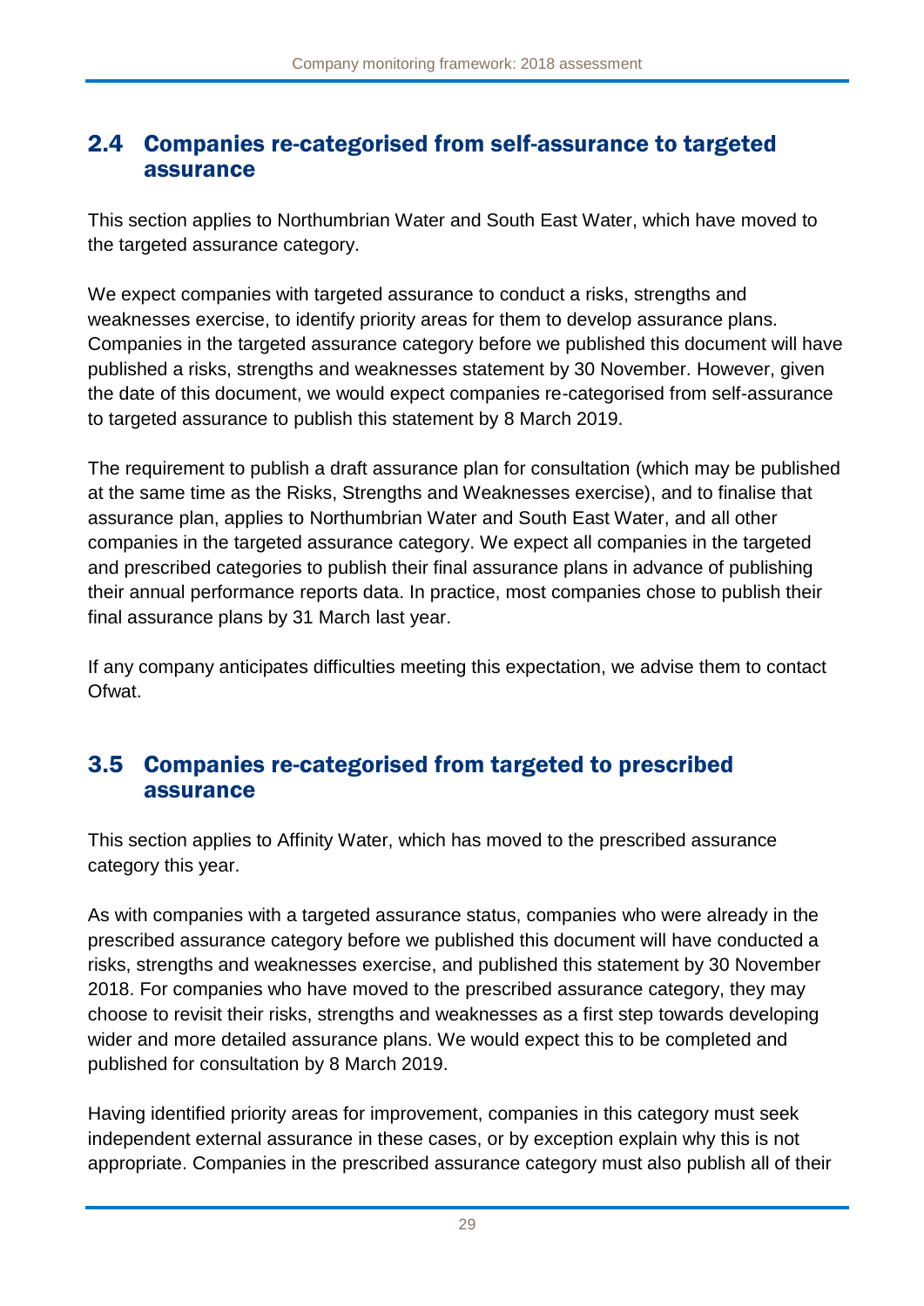## 2.4 Companies re-categorised from self-assurance to targeted assurance

This section applies to Northumbrian Water and South East Water, which have moved to the targeted assurance category.

We expect companies with targeted assurance to conduct a risks, strengths and weaknesses exercise, to identify priority areas for them to develop assurance plans. Companies in the targeted assurance category before we published this document will have published a risks, strengths and weaknesses statement by 30 November. However, given the date of this document, we would expect companies re-categorised from self-assurance to targeted assurance to publish this statement by 8 March 2019.

The requirement to publish a draft assurance plan for consultation (which may be published at the same time as the Risks, Strengths and Weaknesses exercise), and to finalise that assurance plan, applies to Northumbrian Water and South East Water, and all other companies in the targeted assurance category. We expect all companies in the targeted and prescribed categories to publish their final assurance plans in advance of publishing their annual performance reports data. In practice, most companies chose to publish their final assurance plans by 31 March last year.

If any company anticipates difficulties meeting this expectation, we advise them to contact Ofwat.

## 3.5 Companies re-categorised from targeted to prescribed assurance

This section applies to Affinity Water, which has moved to the prescribed assurance category this year.

As with companies with a targeted assurance status, companies who were already in the prescribed assurance category before we published this document will have conducted a risks, strengths and weaknesses exercise, and published this statement by 30 November 2018. For companies who have moved to the prescribed assurance category, they may choose to revisit their risks, strengths and weaknesses as a first step towards developing wider and more detailed assurance plans. We would expect this to be completed and published for consultation by 8 March 2019.

Having identified priority areas for improvement, companies in this category must seek independent external assurance in these cases, or by exception explain why this is not appropriate. Companies in the prescribed assurance category must also publish all of their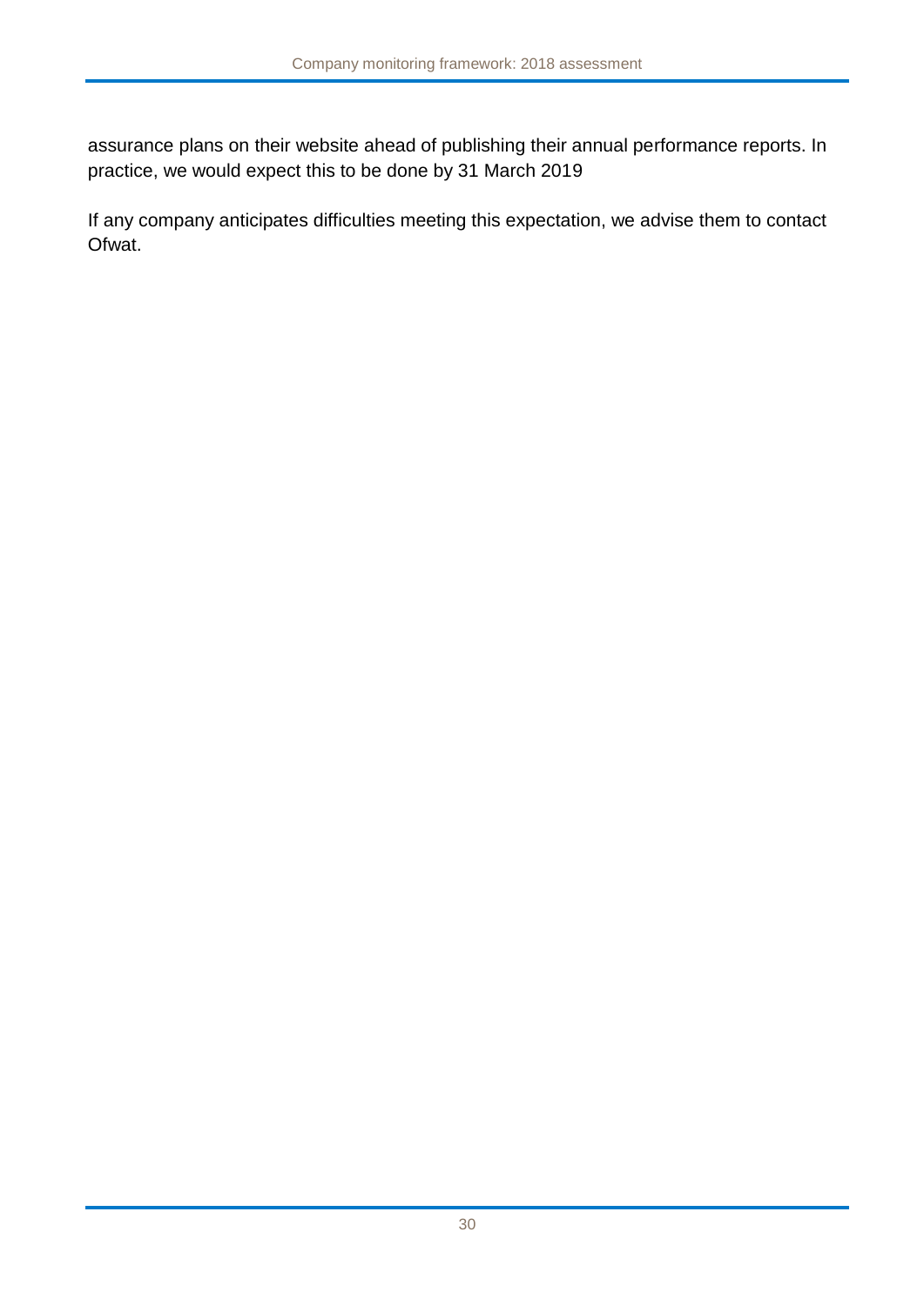assurance plans on their website ahead of publishing their annual performance reports. In practice, we would expect this to be done by 31 March 2019

If any company anticipates difficulties meeting this expectation, we advise them to contact Ofwat.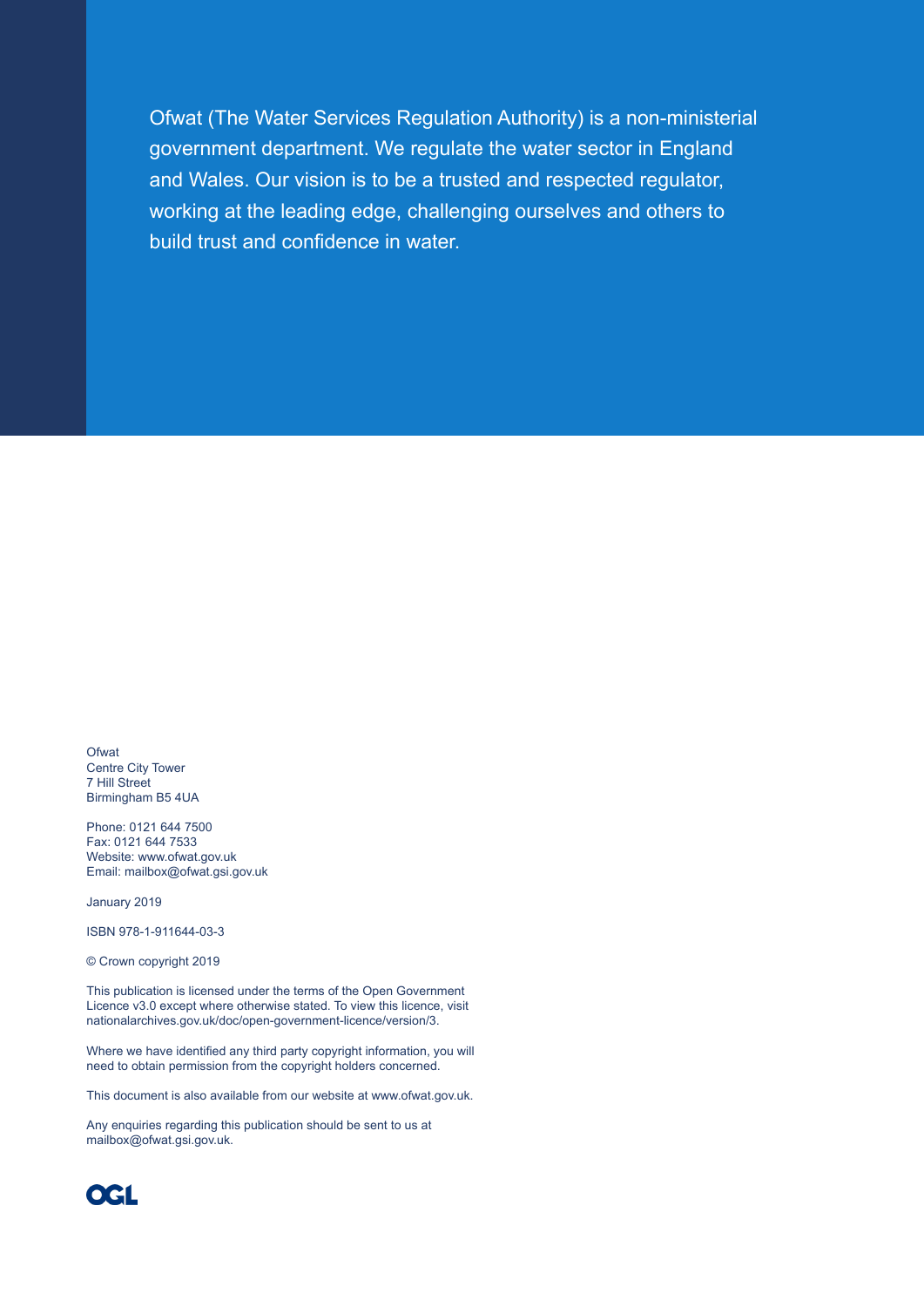Ofwat (The Water Services Regulation Authority) is a non-ministerial government department. We regulate the water sector in England and Wales. Our vision is to be a trusted and respected regulator, working at the leading edge, challenging ourselves and others to build trust and confidence in water.

Ofwat
Centre City Tower
7 Hill Street
Birmingham B5 4UA

Phone: 0121 644 7500
Fax: 0121 644 7533
Website: www.ofwat.gov.uk
Email: mailbox@ofwat.gsi.gov.uk

January 2019

ISBN 978-1-911644-03-3

© Crown copyright 2019

This publication is licensed under the terms of the Open Government Licence v3.0 except where otherwise stated. To view this licence, visit nationalarchives.gov.uk/doc/open-government-licence/version/3.

Where we have identified any third party copyright information, you will need to obtain permission from the copyright holders concerned.

This document is also available from our website at www.ofwat.gov.uk.

Any enquiries regarding this publication should be sent to us at mailbox@ofwat.gsi.gov.uk.

OGL